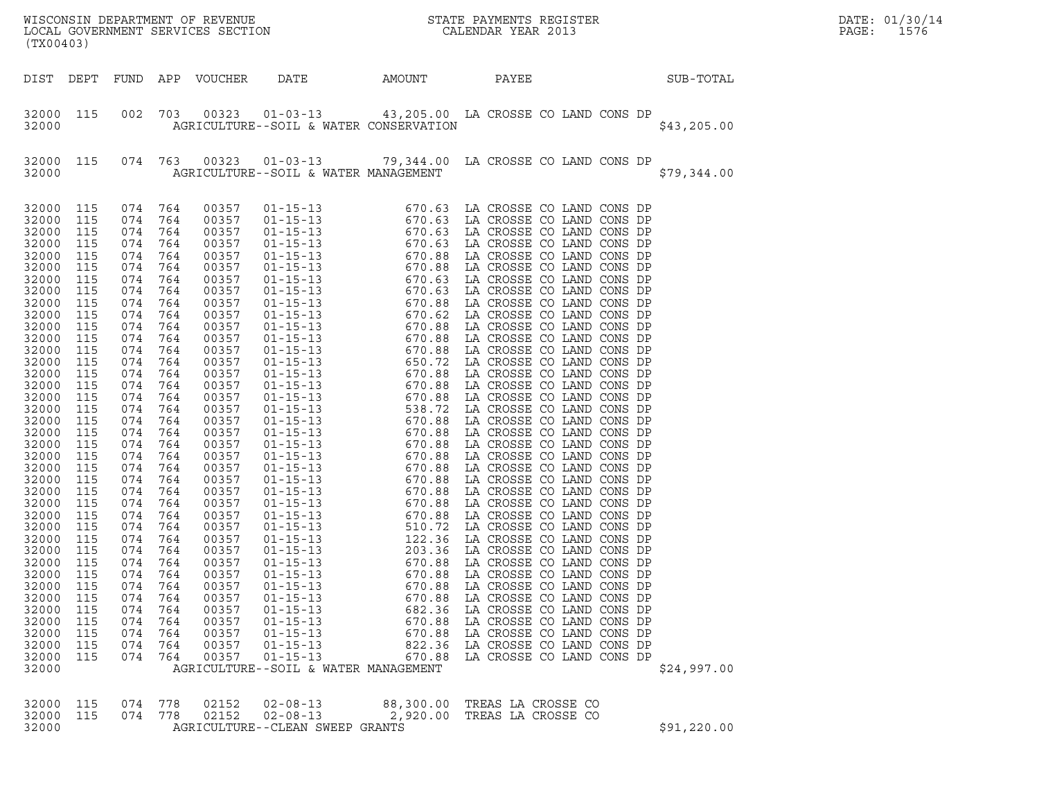WISCONSIN DEPARTMENT OF REVENUE
LOCAL GOVERNMENT SERVICES SECTION
(TX00403)

STATE PAYMENTS REGISTER
CALENDAR YEAR 2013

DATE: 01/30/14
PAGE: 1576

| DIST | DEPT | FUND | APP | VOUCHER | DATE | AMOUNT | PAYEE | SUB-TOTAL |
|---|---|---|---|---|---|---|---|---|
| 32000 | 115 | 002 | 703 | 00323 | 01-03-13 | 43,205.00 | LA CROSSE CO LAND CONS DP | |
| 32000 | | | | AGRICULTURE--SOIL & WATER CONSERVATION | | | | $43,205.00 |
| 32000 | 115 | 074 | 763 | 00323 | 01-03-13 | 79,344.00 | LA CROSSE CO LAND CONS DP | |
| 32000 | | | | AGRICULTURE--SOIL & WATER MANAGEMENT | | | | $79,344.00 |
| 32000 | 115 | 074 | 764 | 00357 | 01-15-13 | 670.63 | LA CROSSE CO LAND CONS DP | |
| 32000 | 115 | 074 | 764 | 00357 | 01-15-13 | 670.63 | LA CROSSE CO LAND CONS DP | |
| 32000 | 115 | 074 | 764 | 00357 | 01-15-13 | 670.63 | LA CROSSE CO LAND CONS DP | |
| 32000 | 115 | 074 | 764 | 00357 | 01-15-13 | 670.63 | LA CROSSE CO LAND CONS DP | |
| 32000 | 115 | 074 | 764 | 00357 | 01-15-13 | 670.88 | LA CROSSE CO LAND CONS DP | |
| 32000 | 115 | 074 | 764 | 00357 | 01-15-13 | 670.88 | LA CROSSE CO LAND CONS DP | |
| 32000 | 115 | 074 | 764 | 00357 | 01-15-13 | 670.63 | LA CROSSE CO LAND CONS DP | |
| 32000 | 115 | 074 | 764 | 00357 | 01-15-13 | 670.63 | LA CROSSE CO LAND CONS DP | |
| 32000 | 115 | 074 | 764 | 00357 | 01-15-13 | 670.88 | LA CROSSE CO LAND CONS DP | |
| 32000 | 115 | 074 | 764 | 00357 | 01-15-13 | 670.62 | LA CROSSE CO LAND CONS DP | |
| 32000 | 115 | 074 | 764 | 00357 | 01-15-13 | 670.88 | LA CROSSE CO LAND CONS DP | |
| 32000 | 115 | 074 | 764 | 00357 | 01-15-13 | 670.88 | LA CROSSE CO LAND CONS DP | |
| 32000 | 115 | 074 | 764 | 00357 | 01-15-13 | 670.88 | LA CROSSE CO LAND CONS DP | |
| 32000 | 115 | 074 | 764 | 00357 | 01-15-13 | 650.72 | LA CROSSE CO LAND CONS DP | |
| 32000 | 115 | 074 | 764 | 00357 | 01-15-13 | 670.88 | LA CROSSE CO LAND CONS DP | |
| 32000 | 115 | 074 | 764 | 00357 | 01-15-13 | 670.88 | LA CROSSE CO LAND CONS DP | |
| 32000 | 115 | 074 | 764 | 00357 | 01-15-13 | 670.88 | LA CROSSE CO LAND CONS DP | |
| 32000 | 115 | 074 | 764 | 00357 | 01-15-13 | 538.72 | LA CROSSE CO LAND CONS DP | |
| 32000 | 115 | 074 | 764 | 00357 | 01-15-13 | 670.88 | LA CROSSE CO LAND CONS DP | |
| 32000 | 115 | 074 | 764 | 00357 | 01-15-13 | 670.88 | LA CROSSE CO LAND CONS DP | |
| 32000 | 115 | 074 | 764 | 00357 | 01-15-13 | 670.88 | LA CROSSE CO LAND CONS DP | |
| 32000 | 115 | 074 | 764 | 00357 | 01-15-13 | 670.88 | LA CROSSE CO LAND CONS DP | |
| 32000 | 115 | 074 | 764 | 00357 | 01-15-13 | 670.88 | LA CROSSE CO LAND CONS DP | |
| 32000 | 115 | 074 | 764 | 00357 | 01-15-13 | 670.88 | LA CROSSE CO LAND CONS DP | |
| 32000 | 115 | 074 | 764 | 00357 | 01-15-13 | 670.88 | LA CROSSE CO LAND CONS DP | |
| 32000 | 115 | 074 | 764 | 00357 | 01-15-13 | 670.88 | LA CROSSE CO LAND CONS DP | |
| 32000 | 115 | 074 | 764 | 00357 | 01-15-13 | 670.88 | LA CROSSE CO LAND CONS DP | |
| 32000 | 115 | 074 | 764 | 00357 | 01-15-13 | 510.72 | LA CROSSE CO LAND CONS DP | |
| 32000 | 115 | 074 | 764 | 00357 | 01-15-13 | 122.36 | LA CROSSE CO LAND CONS DP | |
| 32000 | 115 | 074 | 764 | 00357 | 01-15-13 | 203.36 | LA CROSSE CO LAND CONS DP | |
| 32000 | 115 | 074 | 764 | 00357 | 01-15-13 | 670.88 | LA CROSSE CO LAND CONS DP | |
| 32000 | 115 | 074 | 764 | 00357 | 01-15-13 | 670.88 | LA CROSSE CO LAND CONS DP | |
| 32000 | 115 | 074 | 764 | 00357 | 01-15-13 | 670.88 | LA CROSSE CO LAND CONS DP | |
| 32000 | 115 | 074 | 764 | 00357 | 01-15-13 | 670.88 | LA CROSSE CO LAND CONS DP | |
| 32000 | 115 | 074 | 764 | 00357 | 01-15-13 | 682.36 | LA CROSSE CO LAND CONS DP | |
| 32000 | 115 | 074 | 764 | 00357 | 01-15-13 | 670.88 | LA CROSSE CO LAND CONS DP | |
| 32000 | 115 | 074 | 764 | 00357 | 01-15-13 | 670.88 | LA CROSSE CO LAND CONS DP | |
| 32000 | 115 | 074 | 764 | 00357 | 01-15-13 | 822.36 | LA CROSSE CO LAND CONS DP | |
| 32000 | 115 | 074 | 764 | 00357 | 01-15-13 | 670.88 | LA CROSSE CO LAND CONS DP | |
| 32000 | | | | AGRICULTURE--SOIL & WATER MANAGEMENT | | | | $24,997.00 |
| 32000 | 115 | 074 | 778 | 02152 | 02-08-13 | 88,300.00 | TREAS LA CROSSE CO | |
| 32000 | 115 | 074 | 778 | 02152 | 02-08-13 | 2,920.00 | TREAS LA CROSSE CO | |
| 32000 | | | | AGRICULTURE--CLEAN SWEEP GRANTS | | | | $91,220.00 |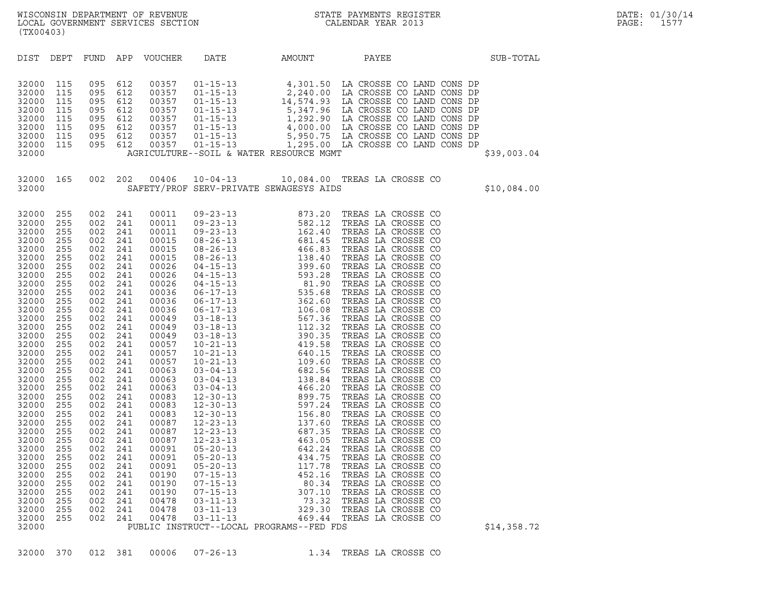WISCONSIN DEPARTMENT OF REVENUE
LOCAL GOVERNMENT SERVICES SECTION
(TX00403)

STATE PAYMENTS REGISTER
CALENDAR YEAR 2013

DATE: 01/30/14

| DIST | DEPT | FUND | APP | VOUCHER | DATE | AMOUNT | PAYEE | SUB-TOTAL |
|---|---|---|---|---|---|---|---|---|
| 32000 | 115 | 095 | 612 | 00357 | 01-15-13 | 4,301.50 | LA CROSSE CO LAND CONS DP | |
| 32000 | 115 | 095 | 612 | 00357 | 01-15-13 | 2,240.00 | LA CROSSE CO LAND CONS DP | |
| 32000 | 115 | 095 | 612 | 00357 | 01-15-13 | 14,574.93 | LA CROSSE CO LAND CONS DP | |
| 32000 | 115 | 095 | 612 | 00357 | 01-15-13 | 5,347.96 | LA CROSSE CO LAND CONS DP | |
| 32000 | 115 | 095 | 612 | 00357 | 01-15-13 | 1,292.90 | LA CROSSE CO LAND CONS DP | |
| 32000 | 115 | 095 | 612 | 00357 | 01-15-13 | 4,000.00 | LA CROSSE CO LAND CONS DP | |
| 32000 | 115 | 095 | 612 | 00357 | 01-15-13 | 5,950.75 | LA CROSSE CO LAND CONS DP | |
| 32000 | 115 | 095 | 612 | 00357 | 01-15-13 | 1,295.00 | LA CROSSE CO LAND CONS DP | |
| 32000 | | | | | AGRICULTURE--SOIL & WATER RESOURCE MGMT | | | $39,003.04 |
| 32000 | 165 | 002 | 202 | 00406 | 10-04-13 | 10,084.00 | TREAS LA CROSSE CO | |
| 32000 | | | | | SAFETY/PROF SERV-PRIVATE SEWAGESYS AIDS | | | $10,084.00 |
| 32000 | 255 | 002 | 241 | 00011 | 09-23-13 | 873.20 | TREAS LA CROSSE CO | |
| 32000 | 255 | 002 | 241 | 00011 | 09-23-13 | 582.12 | TREAS LA CROSSE CO | |
| 32000 | 255 | 002 | 241 | 00011 | 09-23-13 | 162.40 | TREAS LA CROSSE CO | |
| 32000 | 255 | 002 | 241 | 00015 | 08-26-13 | 681.45 | TREAS LA CROSSE CO | |
| 32000 | 255 | 002 | 241 | 00015 | 08-26-13 | 466.83 | TREAS LA CROSSE CO | |
| 32000 | 255 | 002 | 241 | 00015 | 08-26-13 | 138.40 | TREAS LA CROSSE CO | |
| 32000 | 255 | 002 | 241 | 00026 | 04-15-13 | 399.60 | TREAS LA CROSSE CO | |
| 32000 | 255 | 002 | 241 | 00026 | 04-15-13 | 593.28 | TREAS LA CROSSE CO | |
| 32000 | 255 | 002 | 241 | 00026 | 04-15-13 | 81.90 | TREAS LA CROSSE CO | |
| 32000 | 255 | 002 | 241 | 00036 | 06-17-13 | 535.68 | TREAS LA CROSSE CO | |
| 32000 | 255 | 002 | 241 | 00036 | 06-17-13 | 362.60 | TREAS LA CROSSE CO | |
| 32000 | 255 | 002 | 241 | 00036 | 06-17-13 | 106.08 | TREAS LA CROSSE CO | |
| 32000 | 255 | 002 | 241 | 00049 | 03-18-13 | 567.36 | TREAS LA CROSSE CO | |
| 32000 | 255 | 002 | 241 | 00049 | 03-18-13 | 112.32 | TREAS LA CROSSE CO | |
| 32000 | 255 | 002 | 241 | 00049 | 03-18-13 | 390.35 | TREAS LA CROSSE CO | |
| 32000 | 255 | 002 | 241 | 00057 | 10-21-13 | 419.58 | TREAS LA CROSSE CO | |
| 32000 | 255 | 002 | 241 | 00057 | 10-21-13 | 640.15 | TREAS LA CROSSE CO | |
| 32000 | 255 | 002 | 241 | 00057 | 10-21-13 | 109.60 | TREAS LA CROSSE CO | |
| 32000 | 255 | 002 | 241 | 00063 | 03-04-13 | 682.56 | TREAS LA CROSSE CO | |
| 32000 | 255 | 002 | 241 | 00063 | 03-04-13 | 138.84 | TREAS LA CROSSE CO | |
| 32000 | 255 | 002 | 241 | 00063 | 03-04-13 | 466.20 | TREAS LA CROSSE CO | |
| 32000 | 255 | 002 | 241 | 00083 | 12-30-13 | 899.75 | TREAS LA CROSSE CO | |
| 32000 | 255 | 002 | 241 | 00083 | 12-30-13 | 597.24 | TREAS LA CROSSE CO | |
| 32000 | 255 | 002 | 241 | 00083 | 12-30-13 | 156.80 | TREAS LA CROSSE CO | |
| 32000 | 255 | 002 | 241 | 00087 | 12-23-13 | 137.60 | TREAS LA CROSSE CO | |
| 32000 | 255 | 002 | 241 | 00087 | 12-23-13 | 687.35 | TREAS LA CROSSE CO | |
| 32000 | 255 | 002 | 241 | 00087 | 12-23-13 | 463.05 | TREAS LA CROSSE CO | |
| 32000 | 255 | 002 | 241 | 00091 | 05-20-13 | 642.24 | TREAS LA CROSSE CO | |
| 32000 | 255 | 002 | 241 | 00091 | 05-20-13 | 434.75 | TREAS LA CROSSE CO | |
| 32000 | 255 | 002 | 241 | 00091 | 05-20-13 | 117.78 | TREAS LA CROSSE CO | |
| 32000 | 255 | 002 | 241 | 00190 | 07-15-13 | 452.16 | TREAS LA CROSSE CO | |
| 32000 | 255 | 002 | 241 | 00190 | 07-15-13 | 80.34 | TREAS LA CROSSE CO | |
| 32000 | 255 | 002 | 241 | 00190 | 07-15-13 | 307.10 | TREAS LA CROSSE CO | |
| 32000 | 255 | 002 | 241 | 00478 | 03-11-13 | 73.32 | TREAS LA CROSSE CO | |
| 32000 | 255 | 002 | 241 | 00478 | 03-11-13 | 329.30 | TREAS LA CROSSE CO | |
| 32000 | 255 | 002 | 241 | 00478 | 03-11-13 | 469.44 | TREAS LA CROSSE CO | |
| 32000 | | | | | PUBLIC INSTRUCT--LOCAL PROGRAMS--FED FDS | | | $14,358.72 |
| 32000 | 370 | 012 | 381 | 00006 | 07-26-13 | 1.34 | TREAS LA CROSSE CO | |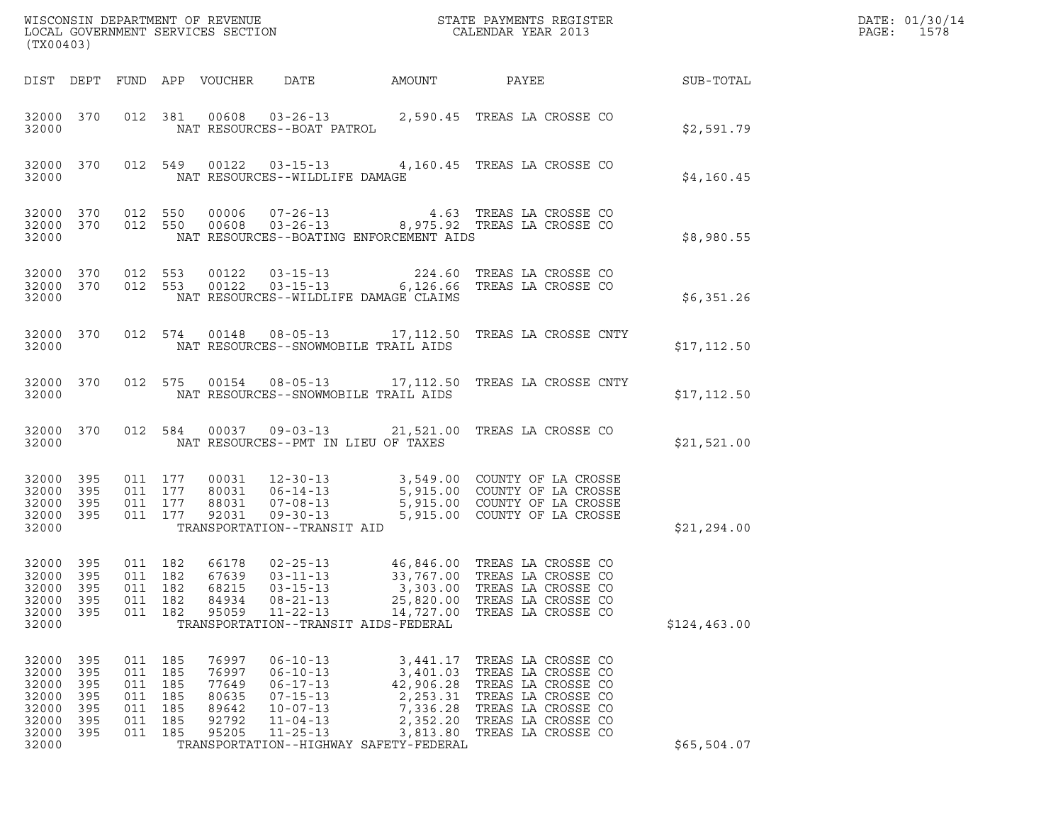WISCONSIN DEPARTMENT OF REVENUE
LOCAL GOVERNMENT SERVICES SECTION
(TX00403)

STATE PAYMENTS REGISTER
CALENDAR YEAR 2013

DATE: 01/30/14
PAGE: 1578

| DIST | DEPT | FUND | APP | VOUCHER | DATE | AMOUNT | PAYEE | SUB-TOTAL |
|---|---|---|---|---|---|---|---|---|
| 32000 | 370 | 012 | 381 | 00608 | 03-26-13 | 2,590.45 | TREAS LA CROSSE CO | |
| 32000 | | | | NAT RESOURCES--BOAT PATROL | | | | $2,591.79 |
| 32000 | 370 | 012 | 549 | 00122 | 03-15-13 | 4,160.45 | TREAS LA CROSSE CO | |
| 32000 | | | | NAT RESOURCES--WILDLIFE DAMAGE | | | | $4,160.45 |
| 32000 | 370 | 012 | 550 | 00006 | 07-26-13 | 4.63 | TREAS LA CROSSE CO | |
| 32000 | 370 | 012 | 550 | 00608 | 03-26-13 | 8,975.92 | TREAS LA CROSSE CO | |
| 32000 | | | | NAT RESOURCES--BOATING ENFORCEMENT AIDS | | | | $8,980.55 |
| 32000 | 370 | 012 | 553 | 00122 | 03-15-13 | 224.60 | TREAS LA CROSSE CO | |
| 32000 | 370 | 012 | 553 | 00122 | 03-15-13 | 6,126.66 | TREAS LA CROSSE CO | |
| 32000 | | | | NAT RESOURCES--WILDLIFE DAMAGE CLAIMS | | | | $6,351.26 |
| 32000 | 370 | 012 | 574 | 00148 | 08-05-13 | 17,112.50 | TREAS LA CROSSE CNTY | |
| 32000 | | | | NAT RESOURCES--SNOWMOBILE TRAIL AIDS | | | | $17,112.50 |
| 32000 | 370 | 012 | 575 | 00154 | 08-05-13 | 17,112.50 | TREAS LA CROSSE CNTY | |
| 32000 | | | | NAT RESOURCES--SNOWMOBILE TRAIL AIDS | | | | $17,112.50 |
| 32000 | 370 | 012 | 584 | 00037 | 09-03-13 | 21,521.00 | TREAS LA CROSSE CO | |
| 32000 | | | | NAT RESOURCES--PMT IN LIEU OF TAXES | | | | $21,521.00 |
| 32000 | 395 | 011 | 177 | 00031 | 12-30-13 | 3,549.00 | COUNTY OF LA CROSSE | |
| 32000 | 395 | 011 | 177 | 80031 | 06-14-13 | 5,915.00 | COUNTY OF LA CROSSE | |
| 32000 | 395 | 011 | 177 | 88031 | 07-08-13 | 5,915.00 | COUNTY OF LA CROSSE | |
| 32000 | 395 | 011 | 177 | 92031 | 09-30-13 | 5,915.00 | COUNTY OF LA CROSSE | |
| 32000 | | | | TRANSPORTATION--TRANSIT AID | | | | $21,294.00 |
| 32000 | 395 | 011 | 182 | 66178 | 02-25-13 | 46,846.00 | TREAS LA CROSSE CO | |
| 32000 | 395 | 011 | 182 | 67639 | 03-11-13 | 33,767.00 | TREAS LA CROSSE CO | |
| 32000 | 395 | 011 | 182 | 68215 | 03-15-13 | 3,303.00 | TREAS LA CROSSE CO | |
| 32000 | 395 | 011 | 182 | 84934 | 08-21-13 | 25,820.00 | TREAS LA CROSSE CO | |
| 32000 | 395 | 011 | 182 | 95059 | 11-22-13 | 14,727.00 | TREAS LA CROSSE CO | |
| 32000 | | | | TRANSPORTATION--TRANSIT AIDS-FEDERAL | | | | $124,463.00 |
| 32000 | 395 | 011 | 185 | 76997 | 06-10-13 | 3,441.17 | TREAS LA CROSSE CO | |
| 32000 | 395 | 011 | 185 | 76997 | 06-10-13 | 3,401.03 | TREAS LA CROSSE CO | |
| 32000 | 395 | 011 | 185 | 77649 | 06-17-13 | 42,906.28 | TREAS LA CROSSE CO | |
| 32000 | 395 | 011 | 185 | 80635 | 07-15-13 | 2,253.31 | TREAS LA CROSSE CO | |
| 32000 | 395 | 011 | 185 | 89642 | 10-07-13 | 7,336.28 | TREAS LA CROSSE CO | |
| 32000 | 395 | 011 | 185 | 92792 | 11-04-13 | 2,352.20 | TREAS LA CROSSE CO | |
| 32000 | 395 | 011 | 185 | 95205 | 11-25-13 | 3,813.80 | TREAS LA CROSSE CO | |
| 32000 | | | | TRANSPORTATION--HIGHWAY SAFETY-FEDERAL | | | | $65,504.07 |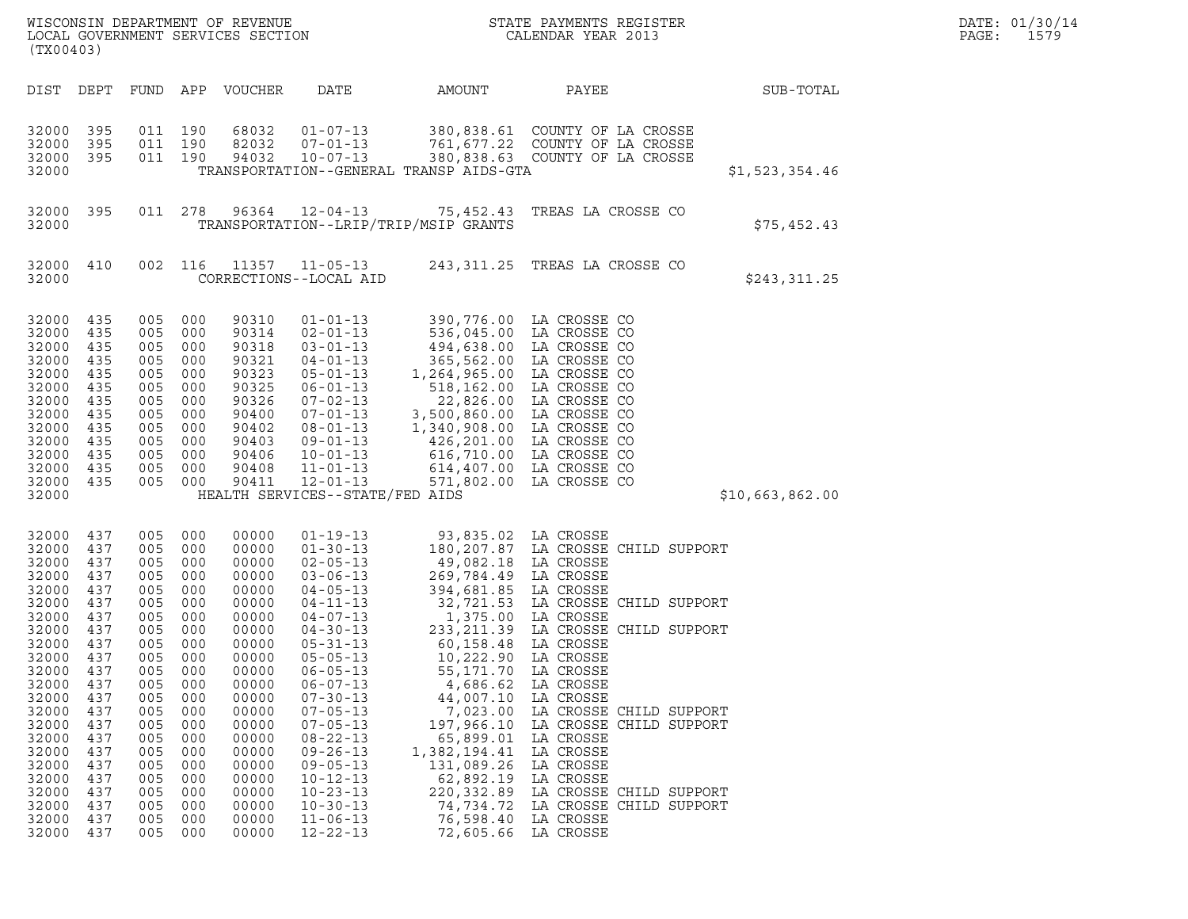WISCONSIN DEPARTMENT OF REVENUE
LOCAL GOVERNMENT SERVICES SECTION
(TX00403)

STATE PAYMENTS REGISTER
CALENDAR YEAR 2013

DATE: 01/30/14
PAGE: 1579

| DIST | DEPT | FUND | APP | VOUCHER | DATE | AMOUNT | PAYEE | SUB-TOTAL |
|---|---|---|---|---|---|---|---|---|
| 32000 | 395 | 011 | 190 | 68032 | 01-07-13 | 380,838.61 | COUNTY OF LA CROSSE | |
| 32000 | 395 | 011 | 190 | 82032 | 07-01-13 | 761,677.22 | COUNTY OF LA CROSSE | |
| 32000 | 395 | 011 | 190 | 94032 | 10-07-13 | 380,838.63 | COUNTY OF LA CROSSE | |
| 32000 | | | | | TRANSPORTATION--GENERAL TRANSP AIDS-GTA | | | $1,523,354.46 |
| 32000 | 395 | 011 | 278 | 96364 | 12-04-13 | 75,452.43 | TREAS LA CROSSE CO | |
| 32000 | | | | | TRANSPORTATION--LRIP/TRIP/MSIP GRANTS | | | $75,452.43 |
| 32000 | 410 | 002 | 116 | 11357 | 11-05-13 | 243,311.25 | TREAS LA CROSSE CO | |
| 32000 | | | | | CORRECTIONS--LOCAL AID | | | $243,311.25 |
| 32000 | 435 | 005 | 000 | 90310 | 01-01-13 | 390,776.00 | LA CROSSE CO | |
| 32000 | 435 | 005 | 000 | 90314 | 02-01-13 | 536,045.00 | LA CROSSE CO | |
| 32000 | 435 | 005 | 000 | 90318 | 03-01-13 | 494,638.00 | LA CROSSE CO | |
| 32000 | 435 | 005 | 000 | 90321 | 04-01-13 | 365,562.00 | LA CROSSE CO | |
| 32000 | 435 | 005 | 000 | 90323 | 05-01-13 | 1,264,965.00 | LA CROSSE CO | |
| 32000 | 435 | 005 | 000 | 90325 | 06-01-13 | 518,162.00 | LA CROSSE CO | |
| 32000 | 435 | 005 | 000 | 90326 | 07-02-13 | 22,826.00 | LA CROSSE CO | |
| 32000 | 435 | 005 | 000 | 90400 | 07-01-13 | 3,500,860.00 | LA CROSSE CO | |
| 32000 | 435 | 005 | 000 | 90402 | 08-01-13 | 1,340,908.00 | LA CROSSE CO | |
| 32000 | 435 | 005 | 000 | 90403 | 09-01-13 | 426,201.00 | LA CROSSE CO | |
| 32000 | 435 | 005 | 000 | 90406 | 10-01-13 | 616,710.00 | LA CROSSE CO | |
| 32000 | 435 | 005 | 000 | 90408 | 11-01-13 | 614,407.00 | LA CROSSE CO | |
| 32000 | 435 | 005 | 000 | 90411 | 12-01-13 | 571,802.00 | LA CROSSE CO | |
| 32000 | | | | | HEALTH SERVICES--STATE/FED AIDS | | | $10,663,862.00 |
| 32000 | 437 | 005 | 000 | 00000 | 01-19-13 | 93,835.02 | LA CROSSE | |
| 32000 | 437 | 005 | 000 | 00000 | 01-30-13 | 180,207.87 | LA CROSSE CHILD SUPPORT | |
| 32000 | 437 | 005 | 000 | 00000 | 02-05-13 | 49,082.18 | LA CROSSE | |
| 32000 | 437 | 005 | 000 | 00000 | 03-06-13 | 269,784.49 | LA CROSSE | |
| 32000 | 437 | 005 | 000 | 00000 | 04-05-13 | 394,681.85 | LA CROSSE | |
| 32000 | 437 | 005 | 000 | 00000 | 04-11-13 | 32,721.53 | LA CROSSE CHILD SUPPORT | |
| 32000 | 437 | 005 | 000 | 00000 | 04-07-13 | 1,375.00 | LA CROSSE | |
| 32000 | 437 | 005 | 000 | 00000 | 04-30-13 | 233,211.39 | LA CROSSE CHILD SUPPORT | |
| 32000 | 437 | 005 | 000 | 00000 | 05-31-13 | 60,158.48 | LA CROSSE | |
| 32000 | 437 | 005 | 000 | 00000 | 05-05-13 | 10,222.90 | LA CROSSE | |
| 32000 | 437 | 005 | 000 | 00000 | 06-05-13 | 55,171.70 | LA CROSSE | |
| 32000 | 437 | 005 | 000 | 00000 | 06-07-13 | 4,686.62 | LA CROSSE | |
| 32000 | 437 | 005 | 000 | 00000 | 07-30-13 | 44,007.10 | LA CROSSE | |
| 32000 | 437 | 005 | 000 | 00000 | 07-05-13 | 7,023.00 | LA CROSSE CHILD SUPPORT | |
| 32000 | 437 | 005 | 000 | 00000 | 07-05-13 | 197,966.10 | LA CROSSE CHILD SUPPORT | |
| 32000 | 437 | 005 | 000 | 00000 | 08-22-13 | 65,899.01 | LA CROSSE | |
| 32000 | 437 | 005 | 000 | 00000 | 09-26-13 | 1,382,194.41 | LA CROSSE | |
| 32000 | 437 | 005 | 000 | 00000 | 09-05-13 | 131,089.26 | LA CROSSE | |
| 32000 | 437 | 005 | 000 | 00000 | 10-12-13 | 62,892.19 | LA CROSSE | |
| 32000 | 437 | 005 | 000 | 00000 | 10-23-13 | 220,332.89 | LA CROSSE CHILD SUPPORT | |
| 32000 | 437 | 005 | 000 | 00000 | 10-30-13 | 74,734.72 | LA CROSSE CHILD SUPPORT | |
| 32000 | 437 | 005 | 000 | 00000 | 11-06-13 | 76,598.40 | LA CROSSE | |
| 32000 | 437 | 005 | 000 | 00000 | 12-22-13 | 72,605.66 | LA CROSSE | |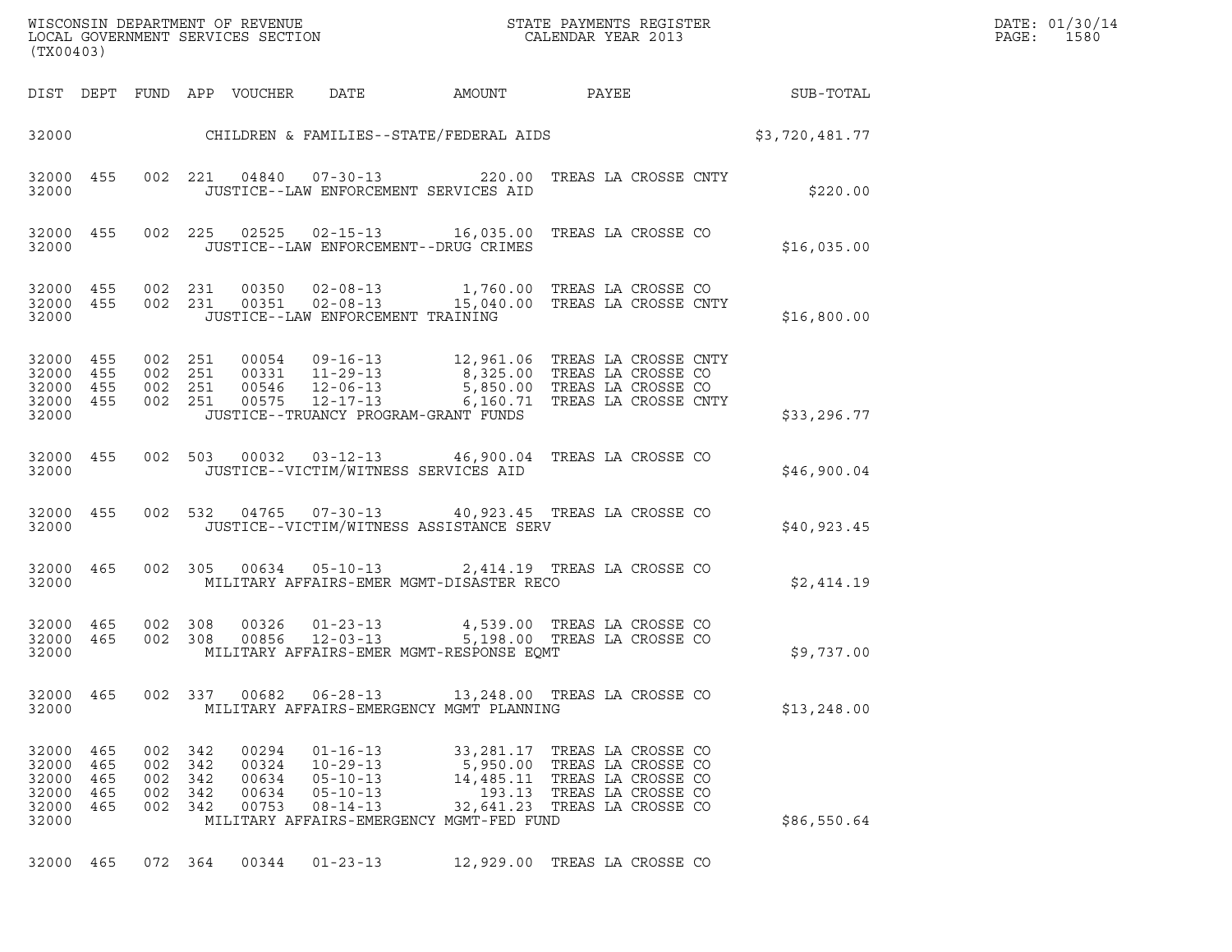WISCONSIN DEPARTMENT OF REVENUE
LOCAL GOVERNMENT SERVICES SECTION
(TX00403)

STATE PAYMENTS REGISTER
CALENDAR YEAR 2013

DATE: 01/30/14
PAGE: 1580

| DIST | DEPT | FUND | APP | VOUCHER | DATE | AMOUNT | PAYEE | SUB-TOTAL |
|---|---|---|---|---|---|---|---|---|
| 32000 | | | | | CHILDREN & FAMILIES--STATE/FEDERAL AIDS | | | $3,720,481.77 |
| 32000 | 455 | 002 | 221 | 04840 | 07-30-13 | 220.00 | TREAS LA CROSSE CNTY | |
| 32000 | | | | | JUSTICE--LAW ENFORCEMENT SERVICES AID | | | $220.00 |
| 32000 | 455 | 002 | 225 | 02525 | 02-15-13 | 16,035.00 | TREAS LA CROSSE CO | |
| 32000 | | | | | JUSTICE--LAW ENFORCEMENT--DRUG CRIMES | | | $16,035.00 |
| 32000 | 455 | 002 | 231 | 00350 | 02-08-13 | 1,760.00 | TREAS LA CROSSE CO | |
| 32000 | 455 | 002 | 231 | 00351 | 02-08-13 | 15,040.00 | TREAS LA CROSSE CNTY | |
| 32000 | | | | | JUSTICE--LAW ENFORCEMENT TRAINING | | | $16,800.00 |
| 32000 | 455 | 002 | 251 | 00054 | 09-16-13 | 12,961.06 | TREAS LA CROSSE CNTY | |
| 32000 | 455 | 002 | 251 | 00331 | 11-29-13 | 8,325.00 | TREAS LA CROSSE CO | |
| 32000 | 455 | 002 | 251 | 00546 | 12-06-13 | 5,850.00 | TREAS LA CROSSE CO | |
| 32000 | 455 | 002 | 251 | 00575 | 12-17-13 | 6,160.71 | TREAS LA CROSSE CNTY | |
| 32000 | | | | | JUSTICE--TRUANCY PROGRAM-GRANT FUNDS | | | $33,296.77 |
| 32000 | 455 | 002 | 503 | 00032 | 03-12-13 | 46,900.04 | TREAS LA CROSSE CO | |
| 32000 | | | | | JUSTICE--VICTIM/WITNESS SERVICES AID | | | $46,900.04 |
| 32000 | 455 | 002 | 532 | 04765 | 07-30-13 | 40,923.45 | TREAS LA CROSSE CO | |
| 32000 | | | | | JUSTICE--VICTIM/WITNESS ASSISTANCE SERV | | | $40,923.45 |
| 32000 | 465 | 002 | 305 | 00634 | 05-10-13 | 2,414.19 | TREAS LA CROSSE CO | |
| 32000 | | | | | MILITARY AFFAIRS-EMER MGMT-DISASTER RECO | | | $2,414.19 |
| 32000 | 465 | 002 | 308 | 00326 | 01-23-13 | 4,539.00 | TREAS LA CROSSE CO | |
| 32000 | 465 | 002 | 308 | 00856 | 12-03-13 | 5,198.00 | TREAS LA CROSSE CO | |
| 32000 | | | | | MILITARY AFFAIRS-EMER MGMT-RESPONSE EQMT | | | $9,737.00 |
| 32000 | 465 | 002 | 337 | 00682 | 06-28-13 | 13,248.00 | TREAS LA CROSSE CO | |
| 32000 | | | | | MILITARY AFFAIRS-EMERGENCY MGMT PLANNING | | | $13,248.00 |
| 32000 | 465 | 002 | 342 | 00294 | 01-16-13 | 33,281.17 | TREAS LA CROSSE CO | |
| 32000 | 465 | 002 | 342 | 00324 | 10-29-13 | 5,950.00 | TREAS LA CROSSE CO | |
| 32000 | 465 | 002 | 342 | 00634 | 05-10-13 | 14,485.11 | TREAS LA CROSSE CO | |
| 32000 | 465 | 002 | 342 | 00634 | 05-10-13 | 193.13 | TREAS LA CROSSE CO | |
| 32000 | 465 | 002 | 342 | 00753 | 08-14-13 | 32,641.23 | TREAS LA CROSSE CO | |
| 32000 | | | | | MILITARY AFFAIRS-EMERGENCY MGMT-FED FUND | | | $86,550.64 |
| 32000 | 465 | 072 | 364 | 00344 | 01-23-13 | 12,929.00 | TREAS LA CROSSE CO | |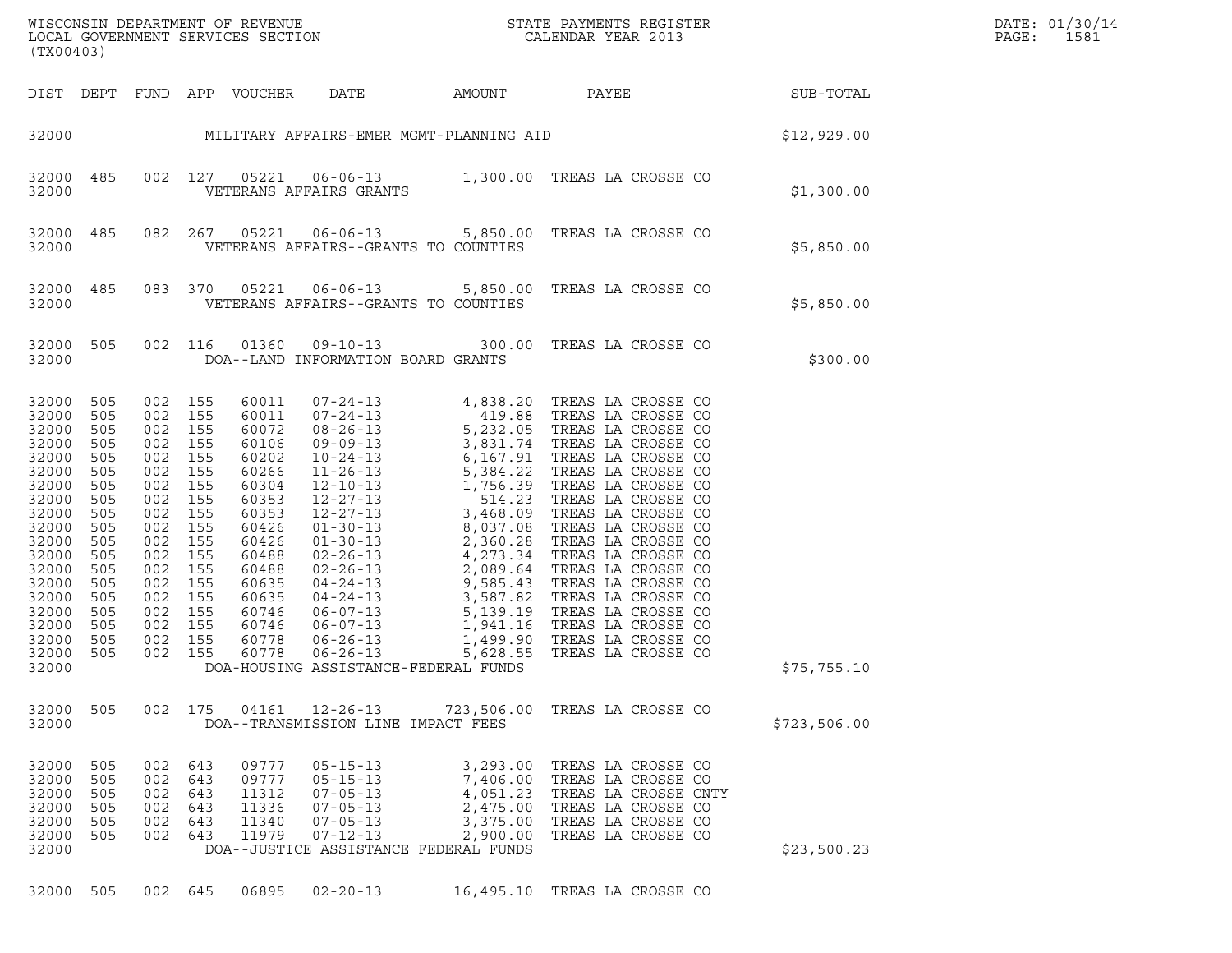| DIST | DEPT | FUND | APP | VOUCHER | DATE | AMOUNT | PAYEE | SUB-TOTAL |
|---|---|---|---|---|---|---|---|---|
| 32000 | | | | MILITARY AFFAIRS-EMER MGMT-PLANNING AID | | | | $12,929.00 |
| 32000 | 485 | 002 | 127 | 05221 | 06-06-13 | 1,300.00 | TREAS LA CROSSE CO | |
| 32000 | | | | VETERANS AFFAIRS GRANTS | | | | $1,300.00 |
| 32000 | 485 | 082 | 267 | 05221 | 06-06-13 | 5,850.00 | TREAS LA CROSSE CO | |
| 32000 | | | | VETERANS AFFAIRS--GRANTS TO COUNTIES | | | | $5,850.00 |
| 32000 | 485 | 083 | 370 | 05221 | 06-06-13 | 5,850.00 | TREAS LA CROSSE CO | |
| 32000 | | | | VETERANS AFFAIRS--GRANTS TO COUNTIES | | | | $5,850.00 |
| 32000 | 505 | 002 | 116 | 01360 | 09-10-13 | 300.00 | TREAS LA CROSSE CO | |
| 32000 | | | | DOA--LAND INFORMATION BOARD GRANTS | | | | $300.00 |
| 32000 | 505 | 002 | 155 | 60011 | 07-24-13 | 4,838.20 | TREAS LA CROSSE CO | |
| 32000 | 505 | 002 | 155 | 60011 | 07-24-13 | 419.88 | TREAS LA CROSSE CO | |
| 32000 | 505 | 002 | 155 | 60072 | 08-26-13 | 5,232.05 | TREAS LA CROSSE CO | |
| 32000 | 505 | 002 | 155 | 60106 | 09-09-13 | 3,831.74 | TREAS LA CROSSE CO | |
| 32000 | 505 | 002 | 155 | 60202 | 10-24-13 | 6,167.91 | TREAS LA CROSSE CO | |
| 32000 | 505 | 002 | 155 | 60266 | 11-26-13 | 5,384.22 | TREAS LA CROSSE CO | |
| 32000 | 505 | 002 | 155 | 60304 | 12-10-13 | 1,756.39 | TREAS LA CROSSE CO | |
| 32000 | 505 | 002 | 155 | 60353 | 12-27-13 | 514.23 | TREAS LA CROSSE CO | |
| 32000 | 505 | 002 | 155 | 60353 | 12-27-13 | 3,468.09 | TREAS LA CROSSE CO | |
| 32000 | 505 | 002 | 155 | 60426 | 01-30-13 | 8,037.08 | TREAS LA CROSSE CO | |
| 32000 | 505 | 002 | 155 | 60426 | 01-30-13 | 2,360.28 | TREAS LA CROSSE CO | |
| 32000 | 505 | 002 | 155 | 60488 | 02-26-13 | 4,273.34 | TREAS LA CROSSE CO | |
| 32000 | 505 | 002 | 155 | 60488 | 02-26-13 | 2,089.64 | TREAS LA CROSSE CO | |
| 32000 | 505 | 002 | 155 | 60635 | 04-24-13 | 9,585.43 | TREAS LA CROSSE CO | |
| 32000 | 505 | 002 | 155 | 60635 | 04-24-13 | 3,587.82 | TREAS LA CROSSE CO | |
| 32000 | 505 | 002 | 155 | 60746 | 06-07-13 | 5,139.19 | TREAS LA CROSSE CO | |
| 32000 | 505 | 002 | 155 | 60746 | 06-07-13 | 1,941.16 | TREAS LA CROSSE CO | |
| 32000 | 505 | 002 | 155 | 60778 | 06-26-13 | 1,499.90 | TREAS LA CROSSE CO | |
| 32000 | 505 | 002 | 155 | 60778 | 06-26-13 | 5,628.55 | TREAS LA CROSSE CO | |
| 32000 | | | | DOA-HOUSING ASSISTANCE-FEDERAL FUNDS | | | | $75,755.10 |
| 32000 | 505 | 002 | 175 | 04161 | 12-26-13 | 723,506.00 | TREAS LA CROSSE CO | |
| 32000 | | | | DOA--TRANSMISSION LINE IMPACT FEES | | | | $723,506.00 |
| 32000 | 505 | 002 | 643 | 09777 | 05-15-13 | 3,293.00 | TREAS LA CROSSE CO | |
| 32000 | 505 | 002 | 643 | 09777 | 05-15-13 | 7,406.00 | TREAS LA CROSSE CO | |
| 32000 | 505 | 002 | 643 | 11312 | 07-05-13 | 4,051.23 | TREAS LA CROSSE CNTY | |
| 32000 | 505 | 002 | 643 | 11336 | 07-05-13 | 2,475.00 | TREAS LA CROSSE CO | |
| 32000 | 505 | 002 | 643 | 11340 | 07-05-13 | 3,375.00 | TREAS LA CROSSE CO | |
| 32000 | 505 | 002 | 643 | 11979 | 07-12-13 | 2,900.00 | TREAS LA CROSSE CO | |
| 32000 | | | | DOA--JUSTICE ASSISTANCE FEDERAL FUNDS | | | | $23,500.23 |
| 32000 | 505 | 002 | 645 | 06895 | 02-20-13 | 16,495.10 | TREAS LA CROSSE CO | |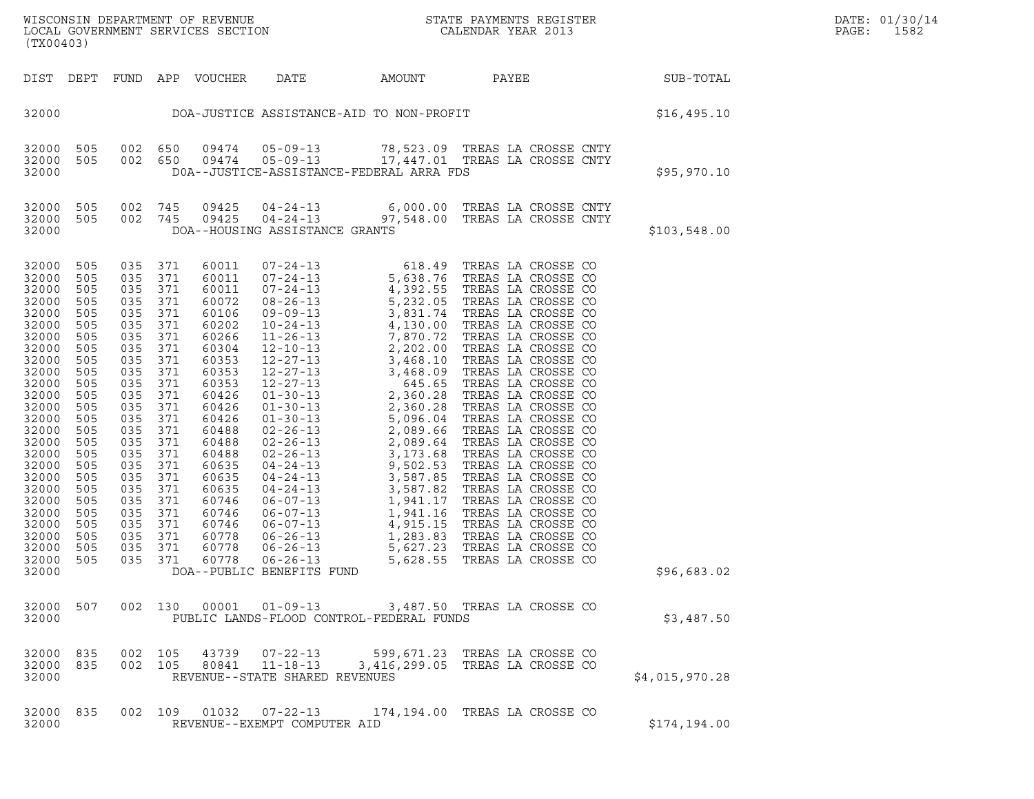WISCONSIN DEPARTMENT OF REVENUE
LOCAL GOVERNMENT SERVICES SECTION
(TX00403)

STATE PAYMENTS REGISTER
CALENDAR YEAR 2013

DATE: 01/30/14
PAGE: 1582

| DIST | DEPT | FUND | APP | VOUCHER | DATE | AMOUNT | PAYEE | SUB-TOTAL |
|---|---|---|---|---|---|---|---|---|
| 32000 | | | | | DOA-JUSTICE ASSISTANCE-AID TO NON-PROFIT | | | $16,495.10 |
| 32000 | 505 | 002 | 650 | 09474 | 05-09-13 | 78,523.09 | TREAS LA CROSSE CNTY | |
| 32000 | 505 | 002 | 650 | 09474 | 05-09-13 | 17,447.01 | TREAS LA CROSSE CNTY | |
| 32000 | | | | | DOA--JUSTICE-ASSISTANCE-FEDERAL ARRA FDS | | | $95,970.10 |
| 32000 | 505 | 002 | 745 | 09425 | 04-24-13 | 6,000.00 | TREAS LA CROSSE CNTY | |
| 32000 | 505 | 002 | 745 | 09425 | 04-24-13 | 97,548.00 | TREAS LA CROSSE CNTY | |
| 32000 | | | | | DOA--HOUSING ASSISTANCE GRANTS | | | $103,548.00 |
| 32000 | 505 | 035 | 371 | 60011 | 07-24-13 | 618.49 | TREAS LA CROSSE CO | |
| 32000 | 505 | 035 | 371 | 60011 | 07-24-13 | 5,638.76 | TREAS LA CROSSE CO | |
| 32000 | 505 | 035 | 371 | 60011 | 07-24-13 | 4,392.55 | TREAS LA CROSSE CO | |
| 32000 | 505 | 035 | 371 | 60072 | 08-26-13 | 5,232.05 | TREAS LA CROSSE CO | |
| 32000 | 505 | 035 | 371 | 60106 | 09-09-13 | 3,831.74 | TREAS LA CROSSE CO | |
| 32000 | 505 | 035 | 371 | 60202 | 10-24-13 | 4,130.00 | TREAS LA CROSSE CO | |
| 32000 | 505 | 035 | 371 | 60266 | 11-26-13 | 7,870.72 | TREAS LA CROSSE CO | |
| 32000 | 505 | 035 | 371 | 60304 | 12-10-13 | 2,202.00 | TREAS LA CROSSE CO | |
| 32000 | 505 | 035 | 371 | 60353 | 12-27-13 | 3,468.10 | TREAS LA CROSSE CO | |
| 32000 | 505 | 035 | 371 | 60353 | 12-27-13 | 3,468.09 | TREAS LA CROSSE CO | |
| 32000 | 505 | 035 | 371 | 60353 | 12-27-13 | 645.65 | TREAS LA CROSSE CO | |
| 32000 | 505 | 035 | 371 | 60426 | 01-30-13 | 2,360.28 | TREAS LA CROSSE CO | |
| 32000 | 505 | 035 | 371 | 60426 | 01-30-13 | 2,360.28 | TREAS LA CROSSE CO | |
| 32000 | 505 | 035 | 371 | 60426 | 01-30-13 | 5,096.04 | TREAS LA CROSSE CO | |
| 32000 | 505 | 035 | 371 | 60488 | 02-26-13 | 2,089.66 | TREAS LA CROSSE CO | |
| 32000 | 505 | 035 | 371 | 60488 | 02-26-13 | 2,089.64 | TREAS LA CROSSE CO | |
| 32000 | 505 | 035 | 371 | 60488 | 02-26-13 | 3,173.68 | TREAS LA CROSSE CO | |
| 32000 | 505 | 035 | 371 | 60635 | 04-24-13 | 9,502.53 | TREAS LA CROSSE CO | |
| 32000 | 505 | 035 | 371 | 60635 | 04-24-13 | 3,587.85 | TREAS LA CROSSE CO | |
| 32000 | 505 | 035 | 371 | 60635 | 04-24-13 | 3,587.82 | TREAS LA CROSSE CO | |
| 32000 | 505 | 035 | 371 | 60746 | 06-07-13 | 1,941.17 | TREAS LA CROSSE CO | |
| 32000 | 505 | 035 | 371 | 60746 | 06-07-13 | 1,941.16 | TREAS LA CROSSE CO | |
| 32000 | 505 | 035 | 371 | 60746 | 06-07-13 | 4,915.15 | TREAS LA CROSSE CO | |
| 32000 | 505 | 035 | 371 | 60778 | 06-26-13 | 1,283.83 | TREAS LA CROSSE CO | |
| 32000 | 505 | 035 | 371 | 60778 | 06-26-13 | 5,627.23 | TREAS LA CROSSE CO | |
| 32000 | 505 | 035 | 371 | 60778 | 06-26-13 | 5,628.55 | TREAS LA CROSSE CO | |
| 32000 | | | | | DOA--PUBLIC BENEFITS FUND | | | $96,683.02 |
| 32000 | 507 | 002 | 130 | 00001 | 01-09-13 | 3,487.50 | TREAS LA CROSSE CO | |
| 32000 | | | | | PUBLIC LANDS-FLOOD CONTROL-FEDERAL FUNDS | | | $3,487.50 |
| 32000 | 835 | 002 | 105 | 43739 | 07-22-13 | 599,671.23 | TREAS LA CROSSE CO | |
| 32000 | 835 | 002 | 105 | 80841 | 11-18-13 | 3,416,299.05 | TREAS LA CROSSE CO | |
| 32000 | | | | | REVENUE--STATE SHARED REVENUES | | | $4,015,970.28 |
| 32000 | 835 | 002 | 109 | 01032 | 07-22-13 | 174,194.00 | TREAS LA CROSSE CO | |
| 32000 | | | | | REVENUE--EXEMPT COMPUTER AID | | | $174,194.00 |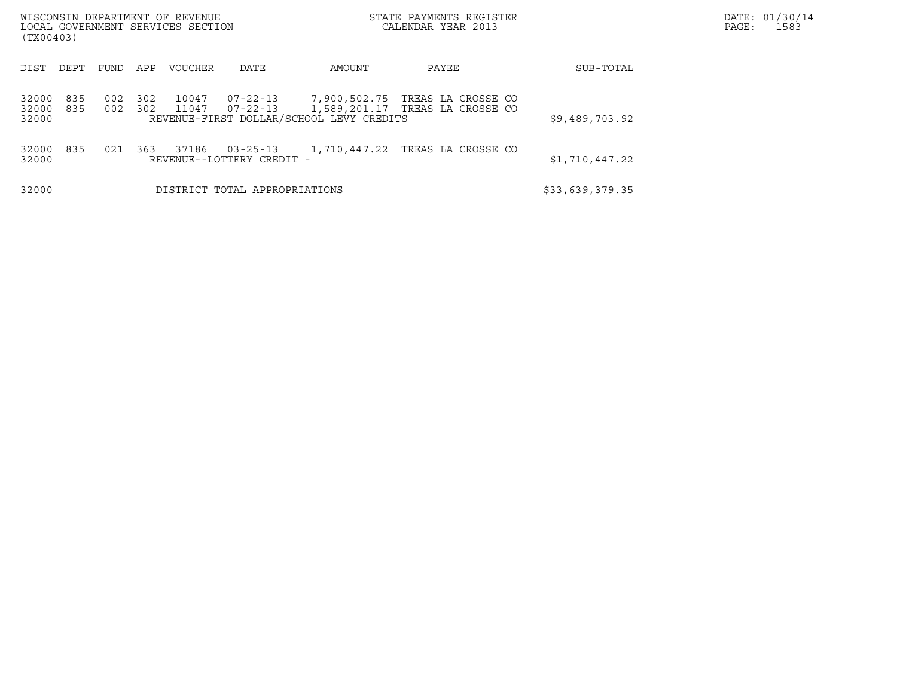WISCONSIN DEPARTMENT OF REVENUE
LOCAL GOVERNMENT SERVICES SECTION
(TX00403)

STATE PAYMENTS REGISTER
CALENDAR YEAR 2013

DATE: 01/30/14
PAGE: 1583

| DIST | DEPT | FUND | APP | VOUCHER | DATE | AMOUNT | PAYEE | SUB-TOTAL |
|---|---|---|---|---|---|---|---|---|
| 32000 | 835 | 002 | 302 | 10047 | 07-22-13 | 7,900,502.75 | TREAS LA CROSSE CO | |
| 32000 | 835 | 002 | 302 | 11047 | 07-22-13 | 1,589,201.17 | TREAS LA CROSSE CO | |
| 32000 | | | | REVENUE-FIRST DOLLAR/SCHOOL LEVY CREDITS | | | | $9,489,703.92 |
| 32000 | 835 | 021 | 363 | 37186 | 03-25-13 | 1,710,447.22 | TREAS LA CROSSE CO | |
| 32000 | | | | REVENUE--LOTTERY CREDIT - | | | | $1,710,447.22 |
| 32000 | | | | DISTRICT TOTAL APPROPRIATIONS | | | | $33,639,379.35 |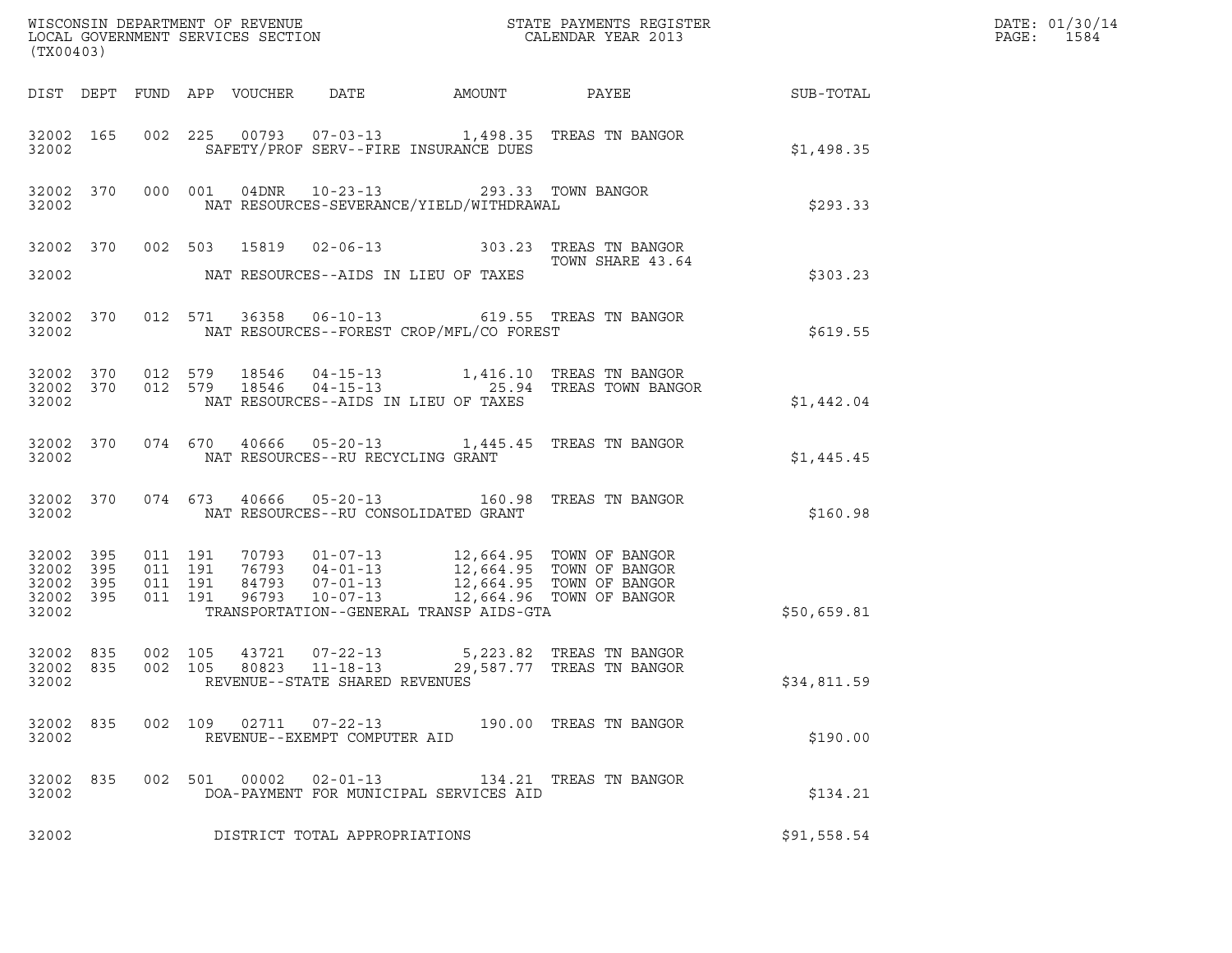WISCONSIN DEPARTMENT OF REVENUE
LOCAL GOVERNMENT SERVICES SECTION
(TX00403)

STATE PAYMENTS REGISTER
CALENDAR YEAR 2013

DATE: 01/30/14

| DIST | DEPT | FUND | APP | VOUCHER | DATE | AMOUNT | PAYEE | SUB-TOTAL |
|---|---|---|---|---|---|---|---|---|
| 32002 | 165 | 002 | 225 | 00793 | 07-03-13 | 1,498.35 | TREAS TN BANGOR | |
| 32002 | | | | SAFETY/PROF SERV--FIRE INSURANCE DUES | | | | $1,498.35 |
| 32002 | 370 | 000 | 001 | 04DNR | 10-23-13 | 293.33 | TOWN BANGOR | |
| 32002 | | | | NAT RESOURCES-SEVERANCE/YIELD/WITHDRAWAL | | | | $293.33 |
| 32002 | 370 | 002 | 503 | 15819 | 02-06-13 | 303.23 | TREAS TN BANGOR TOWN SHARE 43.64 | |
| 32002 | | | | NAT RESOURCES--AIDS IN LIEU OF TAXES | | | | $303.23 |
| 32002 | 370 | 012 | 571 | 36358 | 06-10-13 | 619.55 | TREAS TN BANGOR | |
| 32002 | | | | NAT RESOURCES--FOREST CROP/MFL/CO FOREST | | | | $619.55 |
| 32002 | 370 | 012 | 579 | 18546 | 04-15-13 | 1,416.10 | TREAS TN BANGOR | |
| 32002 | 370 | 012 | 579 | 18546 | 04-15-13 | 25.94 | TREAS TOWN BANGOR | |
| 32002 | | | | NAT RESOURCES--AIDS IN LIEU OF TAXES | | | | $1,442.04 |
| 32002 | 370 | 074 | 670 | 40666 | 05-20-13 | 1,445.45 | TREAS TN BANGOR | |
| 32002 | | | | NAT RESOURCES--RU RECYCLING GRANT | | | | $1,445.45 |
| 32002 | 370 | 074 | 673 | 40666 | 05-20-13 | 160.98 | TREAS TN BANGOR | |
| 32002 | | | | NAT RESOURCES--RU CONSOLIDATED GRANT | | | | $160.98 |
| 32002 | 395 | 011 | 191 | 70793 | 01-07-13 | 12,664.95 | TOWN OF BANGOR | |
| 32002 | 395 | 011 | 191 | 76793 | 04-01-13 | 12,664.95 | TOWN OF BANGOR | |
| 32002 | 395 | 011 | 191 | 84793 | 07-01-13 | 12,664.95 | TOWN OF BANGOR | |
| 32002 | 395 | 011 | 191 | 96793 | 10-07-13 | 12,664.96 | TOWN OF BANGOR | |
| 32002 | | | | TRANSPORTATION--GENERAL TRANSP AIDS-GTA | | | | $50,659.81 |
| 32002 | 835 | 002 | 105 | 43721 | 07-22-13 | 5,223.82 | TREAS TN BANGOR | |
| 32002 | 835 | 002 | 105 | 80823 | 11-18-13 | 29,587.77 | TREAS TN BANGOR | |
| 32002 | | | | REVENUE--STATE SHARED REVENUES | | | | $34,811.59 |
| 32002 | 835 | 002 | 109 | 02711 | 07-22-13 | 190.00 | TREAS TN BANGOR | |
| 32002 | | | | REVENUE--EXEMPT COMPUTER AID | | | | $190.00 |
| 32002 | 835 | 002 | 501 | 00002 | 02-01-13 | 134.21 | TREAS TN BANGOR | |
| 32002 | | | | DOA-PAYMENT FOR MUNICIPAL SERVICES AID | | | | $134.21 |
| 32002 | | | | DISTRICT TOTAL APPROPRIATIONS | | | | $91,558.54 |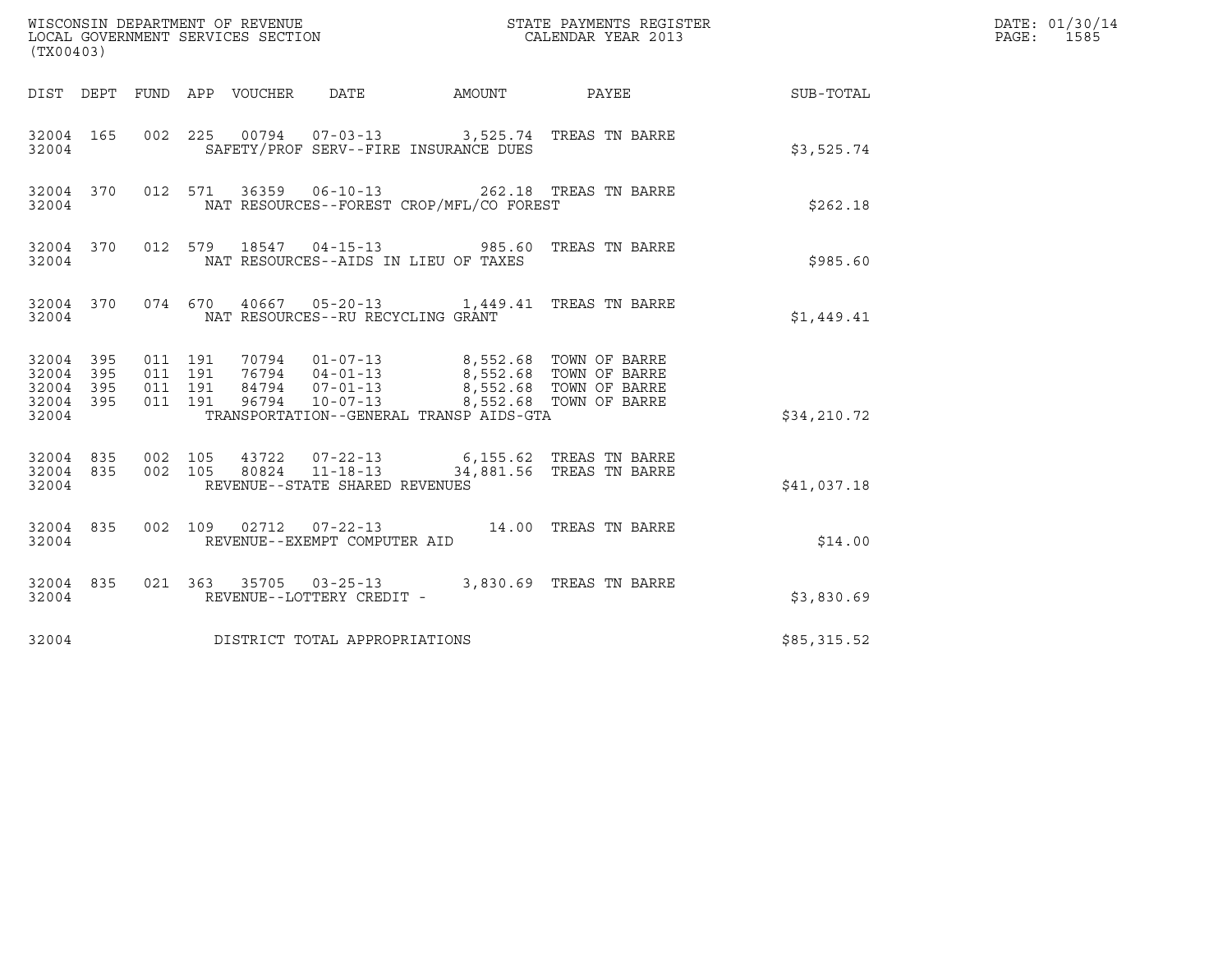WISCONSIN DEPARTMENT OF REVENUE
LOCAL GOVERNMENT SERVICES SECTION
(TX00403)

STATE PAYMENTS REGISTER
CALENDAR YEAR 2013

DATE: 01/30/14
PAGE: 1585

| DIST | DEPT | FUND | APP | VOUCHER | DATE | AMOUNT | PAYEE | SUB-TOTAL |
|---|---|---|---|---|---|---|---|---|
| 32004 | 165 | 002 | 225 | 00794 | 07-03-13 | 3,525.74 | TREAS TN BARRE | |
| 32004 | | | | SAFETY/PROF SERV--FIRE INSURANCE DUES | | | | $3,525.74 |
| 32004 | 370 | 012 | 571 | 36359 | 06-10-13 | 262.18 | TREAS TN BARRE | |
| 32004 | | | | NAT RESOURCES--FOREST CROP/MFL/CO FOREST | | | | $262.18 |
| 32004 | 370 | 012 | 579 | 18547 | 04-15-13 | 985.60 | TREAS TN BARRE | |
| 32004 | | | | NAT RESOURCES--AIDS IN LIEU OF TAXES | | | | $985.60 |
| 32004 | 370 | 074 | 670 | 40667 | 05-20-13 | 1,449.41 | TREAS TN BARRE | |
| 32004 | | | | NAT RESOURCES--RU RECYCLING GRANT | | | | $1,449.41 |
| 32004 | 395 | 011 | 191 | 70794 | 01-07-13 | 8,552.68 | TOWN OF BARRE | |
| 32004 | 395 | 011 | 191 | 76794 | 04-01-13 | 8,552.68 | TOWN OF BARRE | |
| 32004 | 395 | 011 | 191 | 84794 | 07-01-13 | 8,552.68 | TOWN OF BARRE | |
| 32004 | 395 | 011 | 191 | 96794 | 10-07-13 | 8,552.68 | TOWN OF BARRE | |
| 32004 | | | | TRANSPORTATION--GENERAL TRANSP AIDS-GTA | | | | $34,210.72 |
| 32004 | 835 | 002 | 105 | 43722 | 07-22-13 | 6,155.62 | TREAS TN BARRE | |
| 32004 | 835 | 002 | 105 | 80824 | 11-18-13 | 34,881.56 | TREAS TN BARRE | |
| 32004 | | | | REVENUE--STATE SHARED REVENUES | | | | $41,037.18 |
| 32004 | 835 | 002 | 109 | 02712 | 07-22-13 | 14.00 | TREAS TN BARRE | |
| 32004 | | | | REVENUE--EXEMPT COMPUTER AID | | | | $14.00 |
| 32004 | 835 | 021 | 363 | 35705 | 03-25-13 | 3,830.69 | TREAS TN BARRE | |
| 32004 | | | | REVENUE--LOTTERY CREDIT - | | | | $3,830.69 |
| 32004 | | | | DISTRICT TOTAL APPROPRIATIONS | | | | $85,315.52 |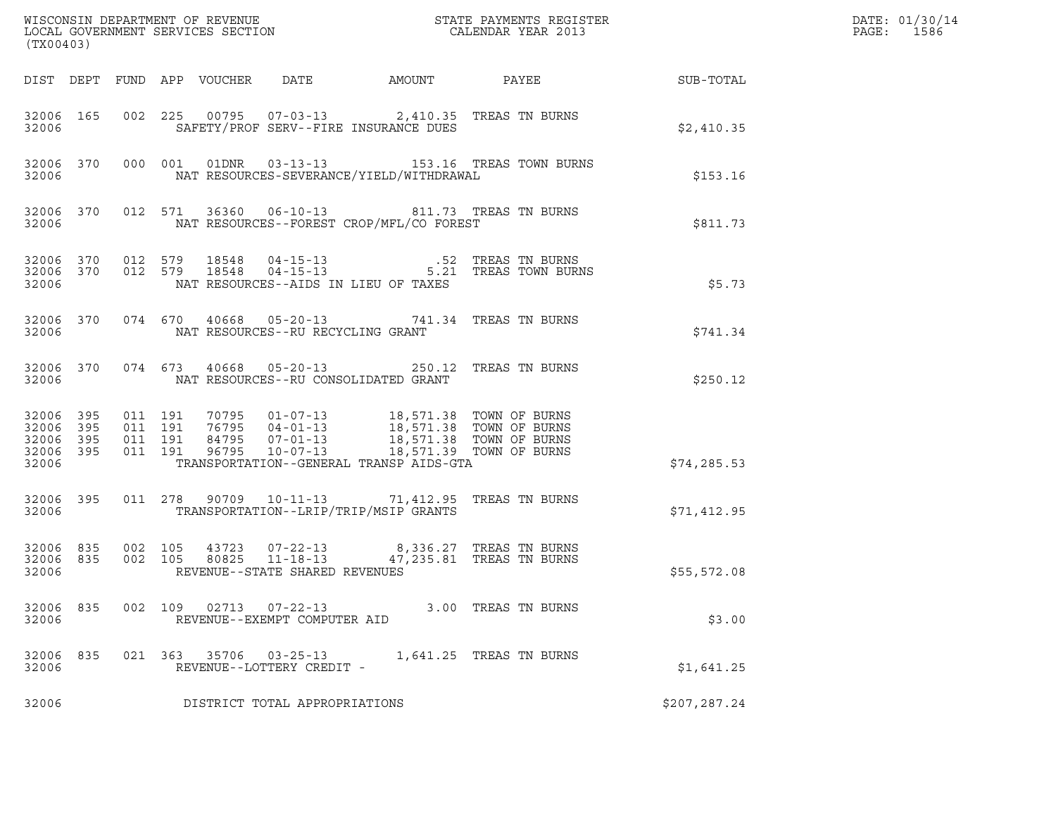WISCONSIN DEPARTMENT OF REVENUE
LOCAL GOVERNMENT SERVICES SECTION
(TX00403)

STATE PAYMENTS REGISTER
CALENDAR YEAR 2013

DATE: 01/30/14
PAGE: 1586

| DIST | DEPT | FUND | APP | VOUCHER | DATE | AMOUNT | PAYEE | SUB-TOTAL |
|---|---|---|---|---|---|---|---|---|
| 32006 | 165 | 002 | 225 | 00795 | 07-03-13 | 2,410.35 | TREAS TN BURNS | |
| 32006 | | | | SAFETY/PROF SERV--FIRE INSURANCE DUES | | | | $2,410.35 |
| 32006 | 370 | 000 | 001 | 01DNR | 03-13-13 | 153.16 | TREAS TOWN BURNS | |
| 32006 | | | | NAT RESOURCES-SEVERANCE/YIELD/WITHDRAWAL | | | | $153.16 |
| 32006 | 370 | 012 | 571 | 36360 | 06-10-13 | 811.73 | TREAS TN BURNS | |
| 32006 | | | | NAT RESOURCES--FOREST CROP/MFL/CO FOREST | | | | $811.73 |
| 32006 | 370 | 012 | 579 | 18548 | 04-15-13 | .52 | TREAS TN BURNS | |
| 32006 | 370 | 012 | 579 | 18548 | 04-15-13 | 5.21 | TREAS TOWN BURNS | |
| 32006 | | | | NAT RESOURCES--AIDS IN LIEU OF TAXES | | | | $5.73 |
| 32006 | 370 | 074 | 670 | 40668 | 05-20-13 | 741.34 | TREAS TN BURNS | |
| 32006 | | | | NAT RESOURCES--RU RECYCLING GRANT | | | | $741.34 |
| 32006 | 370 | 074 | 673 | 40668 | 05-20-13 | 250.12 | TREAS TN BURNS | |
| 32006 | | | | NAT RESOURCES--RU CONSOLIDATED GRANT | | | | $250.12 |
| 32006 | 395 | 011 | 191 | 70795 | 01-07-13 | 18,571.38 | TOWN OF BURNS | |
| 32006 | 395 | 011 | 191 | 76795 | 04-01-13 | 18,571.38 | TOWN OF BURNS | |
| 32006 | 395 | 011 | 191 | 84795 | 07-01-13 | 18,571.38 | TOWN OF BURNS | |
| 32006 | 395 | 011 | 191 | 96795 | 10-07-13 | 18,571.39 | TOWN OF BURNS | |
| 32006 | | | | TRANSPORTATION--GENERAL TRANSP AIDS-GTA | | | | $74,285.53 |
| 32006 | 395 | 011 | 278 | 90709 | 10-11-13 | 71,412.95 | TREAS TN BURNS | |
| 32006 | | | | TRANSPORTATION--LRIP/TRIP/MSIP GRANTS | | | | $71,412.95 |
| 32006 | 835 | 002 | 105 | 43723 | 07-22-13 | 8,336.27 | TREAS TN BURNS | |
| 32006 | 835 | 002 | 105 | 80825 | 11-18-13 | 47,235.81 | TREAS TN BURNS | |
| 32006 | | | | REVENUE--STATE SHARED REVENUES | | | | $55,572.08 |
| 32006 | 835 | 002 | 109 | 02713 | 07-22-13 | 3.00 | TREAS TN BURNS | |
| 32006 | | | | REVENUE--EXEMPT COMPUTER AID | | | | $3.00 |
| 32006 | 835 | 021 | 363 | 35706 | 03-25-13 | 1,641.25 | TREAS TN BURNS | |
| 32006 | | | | REVENUE--LOTTERY CREDIT - | | | | $1,641.25 |
| 32006 | | | | DISTRICT TOTAL APPROPRIATIONS | | | | $207,287.24 |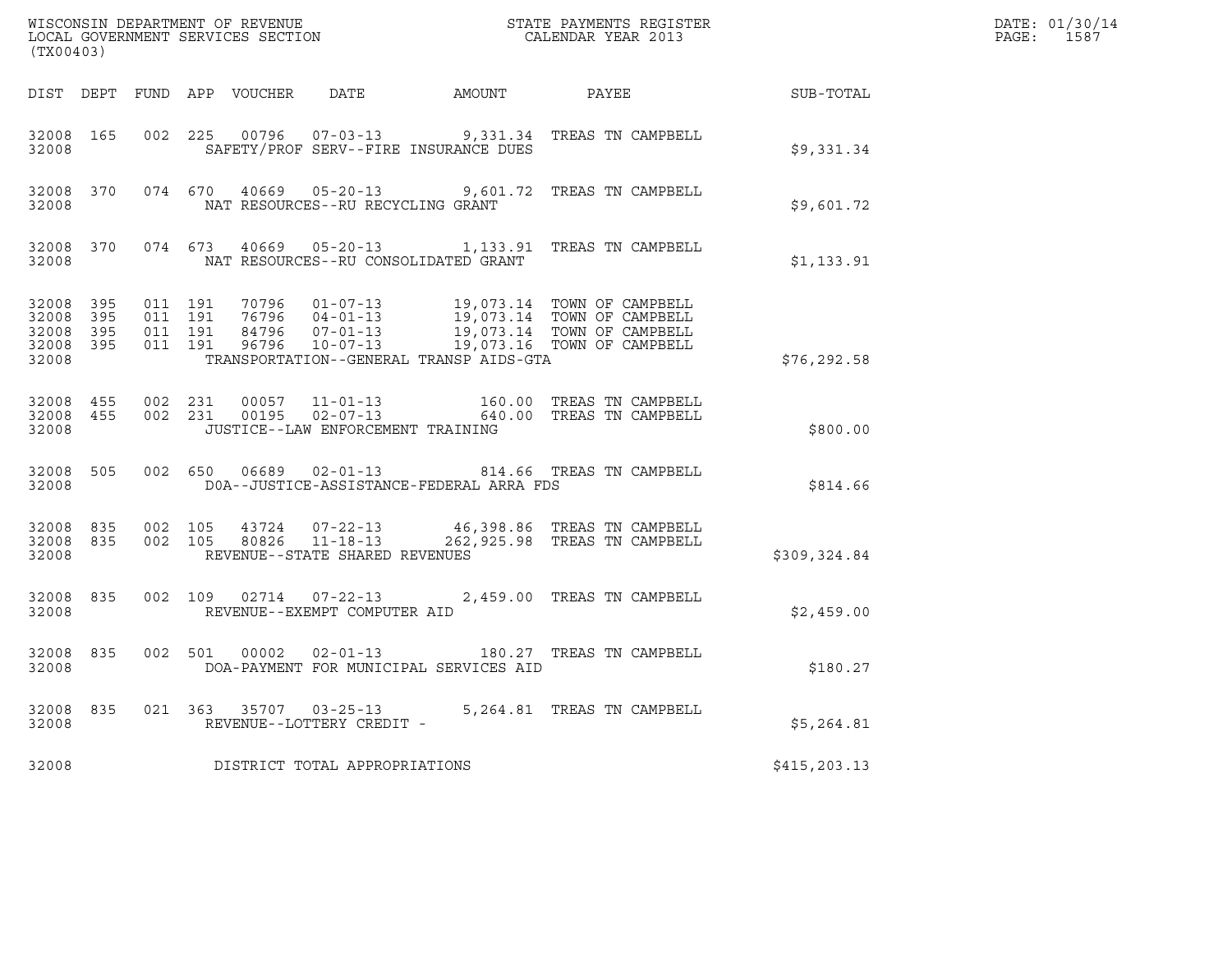WISCONSIN DEPARTMENT OF REVENUE
LOCAL GOVERNMENT SERVICES SECTION
(TX00403)

STATE PAYMENTS REGISTER
CALENDAR YEAR 2013

DATE: 01/30/14
PAGE: 1587

| DIST | DEPT | FUND | APP | VOUCHER | DATE | AMOUNT | PAYEE | SUB-TOTAL |
|---|---|---|---|---|---|---|---|---|
| 32008 | 165 | 002 | 225 | 00796 | 07-03-13 | 9,331.34 | TREAS TN CAMPBELL | |
| 32008 | | | | SAFETY/PROF SERV--FIRE INSURANCE DUES | | | | $9,331.34 |
| 32008 | 370 | 074 | 670 | 40669 | 05-20-13 | 9,601.72 | TREAS TN CAMPBELL | |
| 32008 | | | | NAT RESOURCES--RU RECYCLING GRANT | | | | $9,601.72 |
| 32008 | 370 | 074 | 673 | 40669 | 05-20-13 | 1,133.91 | TREAS TN CAMPBELL | |
| 32008 | | | | NAT RESOURCES--RU CONSOLIDATED GRANT | | | | $1,133.91 |
| 32008 | 395 | 011 | 191 | 70796 | 01-07-13 | 19,073.14 | TOWN OF CAMPBELL | |
| 32008 | 395 | 011 | 191 | 76796 | 04-01-13 | 19,073.14 | TOWN OF CAMPBELL | |
| 32008 | 395 | 011 | 191 | 84796 | 07-01-13 | 19,073.14 | TOWN OF CAMPBELL | |
| 32008 | 395 | 011 | 191 | 96796 | 10-07-13 | 19,073.16 | TOWN OF CAMPBELL | |
| 32008 | | | | TRANSPORTATION--GENERAL TRANSP AIDS-GTA | | | | $76,292.58 |
| 32008 | 455 | 002 | 231 | 00057 | 11-01-13 | 160.00 | TREAS TN CAMPBELL | |
| 32008 | 455 | 002 | 231 | 00195 | 02-07-13 | 640.00 | TREAS TN CAMPBELL | |
| 32008 | | | | JUSTICE--LAW ENFORCEMENT TRAINING | | | | $800.00 |
| 32008 | 505 | 002 | 650 | 06689 | 02-01-13 | 814.66 | TREAS TN CAMPBELL | |
| 32008 | | | | DOA--JUSTICE-ASSISTANCE-FEDERAL ARRA FDS | | | | $814.66 |
| 32008 | 835 | 002 | 105 | 43724 | 07-22-13 | 46,398.86 | TREAS TN CAMPBELL | |
| 32008 | 835 | 002 | 105 | 80826 | 11-18-13 | 262,925.98 | TREAS TN CAMPBELL | |
| 32008 | | | | REVENUE--STATE SHARED REVENUES | | | | $309,324.84 |
| 32008 | 835 | 002 | 109 | 02714 | 07-22-13 | 2,459.00 | TREAS TN CAMPBELL | |
| 32008 | | | | REVENUE--EXEMPT COMPUTER AID | | | | $2,459.00 |
| 32008 | 835 | 002 | 501 | 00002 | 02-01-13 | 180.27 | TREAS TN CAMPBELL | |
| 32008 | | | | DOA-PAYMENT FOR MUNICIPAL SERVICES AID | | | | $180.27 |
| 32008 | 835 | 021 | 363 | 35707 | 03-25-13 | 5,264.81 | TREAS TN CAMPBELL | |
| 32008 | | | | REVENUE--LOTTERY CREDIT - | | | | $5,264.81 |
| 32008 | | | | DISTRICT TOTAL APPROPRIATIONS | | | | $415,203.13 |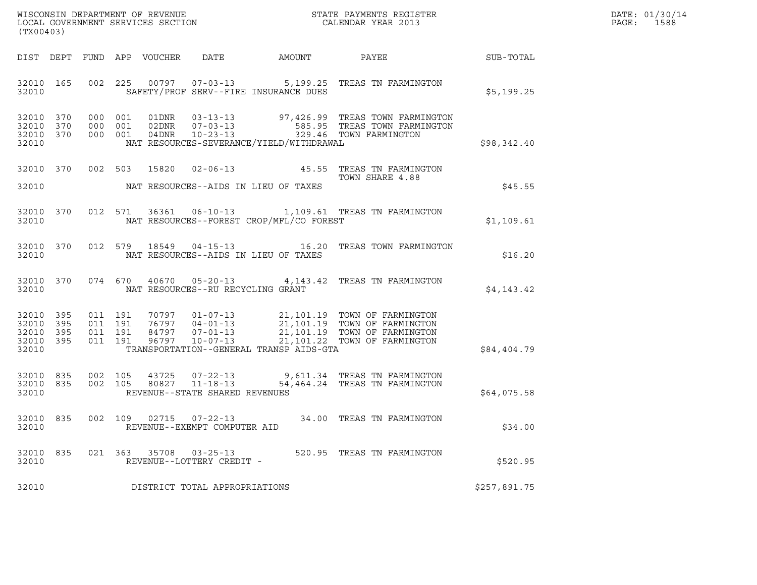WISCONSIN DEPARTMENT OF REVENUE
LOCAL GOVERNMENT SERVICES SECTION
(TX00403)

STATE PAYMENTS REGISTER
CALENDAR YEAR 2013

DATE: 01/30/14
PAGE: 1588

| DIST | DEPT | FUND | APP | VOUCHER | DATE | AMOUNT | PAYEE | SUB-TOTAL |
|---|---|---|---|---|---|---|---|---|
| 32010 | 165 | 002 | 225 | 00797 | 07-03-13 | 5,199.25 | TREAS TN FARMINGTON | |
| 32010 | | | | | SAFETY/PROF SERV--FIRE INSURANCE DUES | | | $5,199.25 |
| 32010 | 370 | 000 | 001 | 01DNR | 03-13-13 | 97,426.99 | TREAS TOWN FARMINGTON | |
| 32010 | 370 | 000 | 001 | 02DNR | 07-03-13 | 585.95 | TREAS TOWN FARMINGTON | |
| 32010 | 370 | 000 | 001 | 04DNR | 10-23-13 | 329.46 | TOWN FARMINGTON | |
| 32010 | | | | | NAT RESOURCES-SEVERANCE/YIELD/WITHDRAWAL | | | $98,342.40 |
| 32010 | 370 | 002 | 503 | 15820 | 02-06-13 | 45.55 | TREAS TN FARMINGTON TOWN SHARE 4.88 | |
| 32010 | | | | | NAT RESOURCES--AIDS IN LIEU OF TAXES | | | $45.55 |
| 32010 | 370 | 012 | 571 | 36361 | 06-10-13 | 1,109.61 | TREAS TN FARMINGTON | |
| 32010 | | | | | NAT RESOURCES--FOREST CROP/MFL/CO FOREST | | | $1,109.61 |
| 32010 | 370 | 012 | 579 | 18549 | 04-15-13 | 16.20 | TREAS TOWN FARMINGTON | |
| 32010 | | | | | NAT RESOURCES--AIDS IN LIEU OF TAXES | | | $16.20 |
| 32010 | 370 | 074 | 670 | 40670 | 05-20-13 | 4,143.42 | TREAS TN FARMINGTON | |
| 32010 | | | | | NAT RESOURCES--RU RECYCLING GRANT | | | $4,143.42 |
| 32010 | 395 | 011 | 191 | 70797 | 01-07-13 | 21,101.19 | TOWN OF FARMINGTON | |
| 32010 | 395 | 011 | 191 | 76797 | 04-01-13 | 21,101.19 | TOWN OF FARMINGTON | |
| 32010 | 395 | 011 | 191 | 84797 | 07-01-13 | 21,101.19 | TOWN OF FARMINGTON | |
| 32010 | 395 | 011 | 191 | 96797 | 10-07-13 | 21,101.22 | TOWN OF FARMINGTON | |
| 32010 | | | | | TRANSPORTATION--GENERAL TRANSP AIDS-GTA | | | $84,404.79 |
| 32010 | 835 | 002 | 105 | 43725 | 07-22-13 | 9,611.34 | TREAS TN FARMINGTON | |
| 32010 | 835 | 002 | 105 | 80827 | 11-18-13 | 54,464.24 | TREAS TN FARMINGTON | |
| 32010 | | | | | REVENUE--STATE SHARED REVENUES | | | $64,075.58 |
| 32010 | 835 | 002 | 109 | 02715 | 07-22-13 | 34.00 | TREAS TN FARMINGTON | |
| 32010 | | | | | REVENUE--EXEMPT COMPUTER AID | | | $34.00 |
| 32010 | 835 | 021 | 363 | 35708 | 03-25-13 | 520.95 | TREAS TN FARMINGTON | |
| 32010 | | | | | REVENUE--LOTTERY CREDIT - | | | $520.95 |
| 32010 | | | | | DISTRICT TOTAL APPROPRIATIONS | | | $257,891.75 |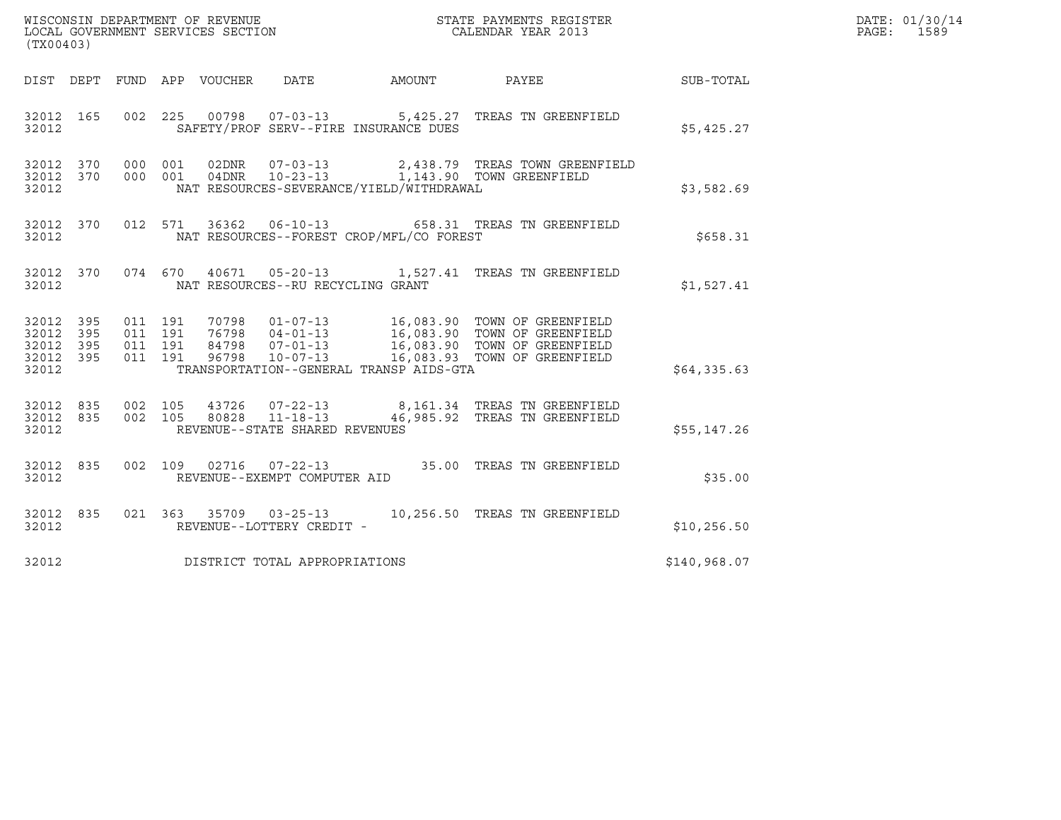WISCONSIN DEPARTMENT OF REVENUE
LOCAL GOVERNMENT SERVICES SECTION
(TX00403)

STATE PAYMENTS REGISTER
CALENDAR YEAR 2013

DATE: 01/30/14
PAGE: 1589

| DIST | DEPT | FUND | APP | VOUCHER | DATE | AMOUNT | PAYEE | SUB-TOTAL |
|---|---|---|---|---|---|---|---|---|
| 32012 | 165 | 002 | 225 | 00798 | 07-03-13 | 5,425.27 | TREAS TN GREENFIELD | |
| 32012 | | | | SAFETY/PROF SERV--FIRE INSURANCE DUES | | | | $5,425.27 |
| 32012 | 370 | 000 | 001 | 02DNR | 07-03-13 | 2,438.79 | TREAS TOWN GREENFIELD | |
| 32012 | 370 | 000 | 001 | 04DNR | 10-23-13 | 1,143.90 | TOWN GREENFIELD | |
| 32012 | | | | NAT RESOURCES-SEVERANCE/YIELD/WITHDRAWAL | | | | $3,582.69 |
| 32012 | 370 | 012 | 571 | 36362 | 06-10-13 | 658.31 | TREAS TN GREENFIELD | |
| 32012 | | | | NAT RESOURCES--FOREST CROP/MFL/CO FOREST | | | | $658.31 |
| 32012 | 370 | 074 | 670 | 40671 | 05-20-13 | 1,527.41 | TREAS TN GREENFIELD | |
| 32012 | | | | NAT RESOURCES--RU RECYCLING GRANT | | | | $1,527.41 |
| 32012 | 395 | 011 | 191 | 70798 | 01-07-13 | 16,083.90 | TOWN OF GREENFIELD | |
| 32012 | 395 | 011 | 191 | 76798 | 04-01-13 | 16,083.90 | TOWN OF GREENFIELD | |
| 32012 | 395 | 011 | 191 | 84798 | 07-01-13 | 16,083.90 | TOWN OF GREENFIELD | |
| 32012 | 395 | 011 | 191 | 96798 | 10-07-13 | 16,083.93 | TOWN OF GREENFIELD | |
| 32012 | | | | TRANSPORTATION--GENERAL TRANSP AIDS-GTA | | | | $64,335.63 |
| 32012 | 835 | 002 | 105 | 43726 | 07-22-13 | 8,161.34 | TREAS TN GREENFIELD | |
| 32012 | 835 | 002 | 105 | 80828 | 11-18-13 | 46,985.92 | TREAS TN GREENFIELD | |
| 32012 | | | | REVENUE--STATE SHARED REVENUES | | | | $55,147.26 |
| 32012 | 835 | 002 | 109 | 02716 | 07-22-13 | 35.00 | TREAS TN GREENFIELD | |
| 32012 | | | | REVENUE--EXEMPT COMPUTER AID | | | | $35.00 |
| 32012 | 835 | 021 | 363 | 35709 | 03-25-13 | 10,256.50 | TREAS TN GREENFIELD | |
| 32012 | | | | REVENUE--LOTTERY CREDIT - | | | | $10,256.50 |
| 32012 | | | | DISTRICT TOTAL APPROPRIATIONS | | | | $140,968.07 |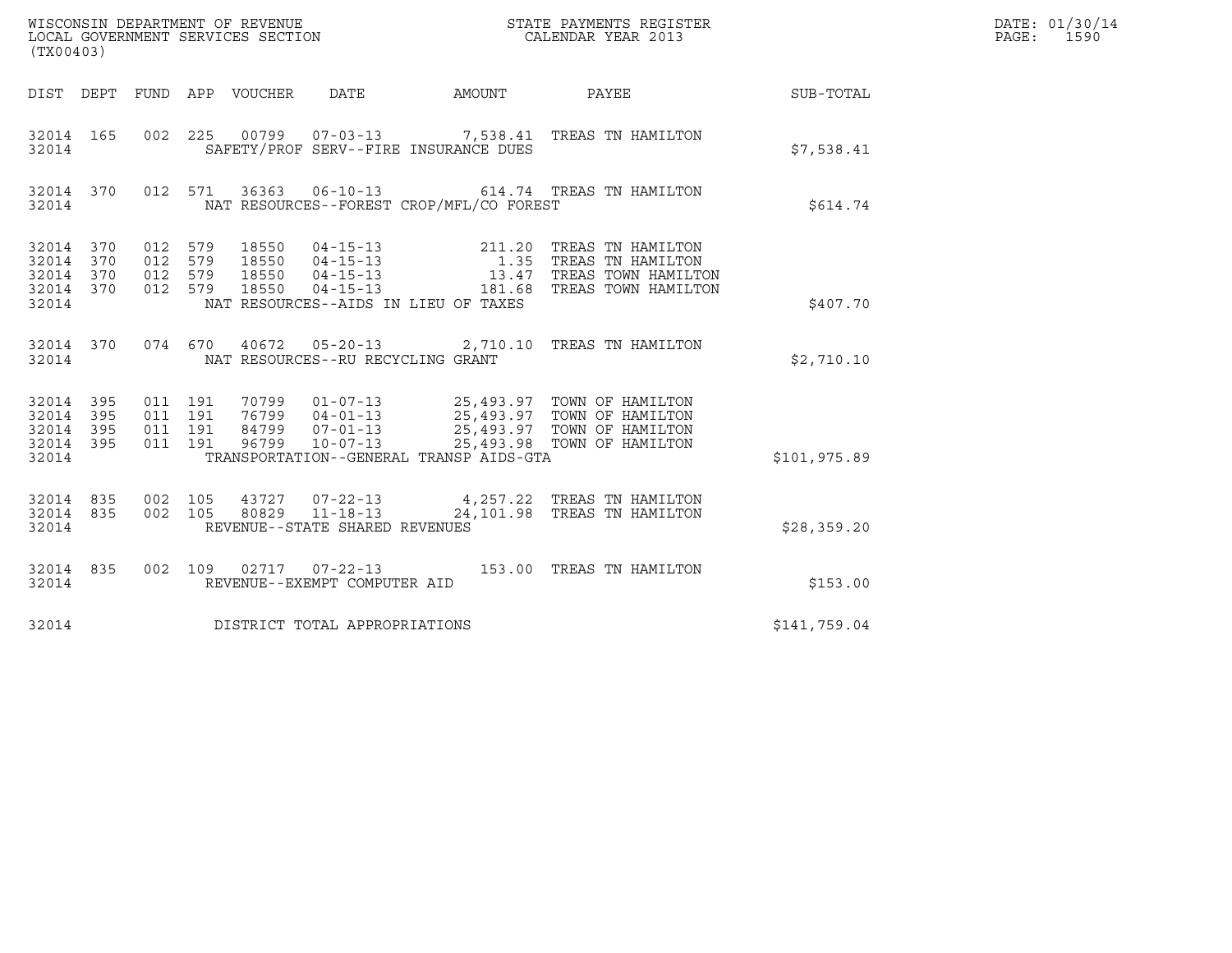WISCONSIN DEPARTMENT OF REVENUE
LOCAL GOVERNMENT SERVICES SECTION
(TX00403)

STATE PAYMENTS REGISTER
CALENDAR YEAR 2013

DATE: 01/30/14
PAGE: 1590

| DIST | DEPT | FUND | APP | VOUCHER | DATE | AMOUNT | PAYEE | SUB-TOTAL |
|---|---|---|---|---|---|---|---|---|
| 32014 | 165 | 002 | 225 | 00799 | 07-03-13 | 7,538.41 | TREAS TN HAMILTON | |
| 32014 | | | | SAFETY/PROF SERV--FIRE INSURANCE DUES | | | | $7,538.41 |
| 32014 | 370 | 012 | 571 | 36363 | 06-10-13 | 614.74 | TREAS TN HAMILTON | |
| 32014 | | | | NAT RESOURCES--FOREST CROP/MFL/CO FOREST | | | | $614.74 |
| 32014 | 370 | 012 | 579 | 18550 | 04-15-13 | 211.20 | TREAS TN HAMILTON | |
| 32014 | 370 | 012 | 579 | 18550 | 04-15-13 | 1.35 | TREAS TN HAMILTON | |
| 32014 | 370 | 012 | 579 | 18550 | 04-15-13 | 13.47 | TREAS TOWN HAMILTON | |
| 32014 | 370 | 012 | 579 | 18550 | 04-15-13 | 181.68 | TREAS TOWN HAMILTON | |
| 32014 | | | | NAT RESOURCES--AIDS IN LIEU OF TAXES | | | | $407.70 |
| 32014 | 370 | 074 | 670 | 40672 | 05-20-13 | 2,710.10 | TREAS TN HAMILTON | |
| 32014 | | | | NAT RESOURCES--RU RECYCLING GRANT | | | | $2,710.10 |
| 32014 | 395 | 011 | 191 | 70799 | 01-07-13 | 25,493.97 | TOWN OF HAMILTON | |
| 32014 | 395 | 011 | 191 | 76799 | 04-01-13 | 25,493.97 | TOWN OF HAMILTON | |
| 32014 | 395 | 011 | 191 | 84799 | 07-01-13 | 25,493.97 | TOWN OF HAMILTON | |
| 32014 | 395 | 011 | 191 | 96799 | 10-07-13 | 25,493.98 | TOWN OF HAMILTON | |
| 32014 | | | | TRANSPORTATION--GENERAL TRANSP AIDS-GTA | | | | $101,975.89 |
| 32014 | 835 | 002 | 105 | 43727 | 07-22-13 | 4,257.22 | TREAS TN HAMILTON | |
| 32014 | 835 | 002 | 105 | 80829 | 11-18-13 | 24,101.98 | TREAS TN HAMILTON | |
| 32014 | | | | REVENUE--STATE SHARED REVENUES | | | | $28,359.20 |
| 32014 | 835 | 002 | 109 | 02717 | 07-22-13 | 153.00 | TREAS TN HAMILTON | |
| 32014 | | | | REVENUE--EXEMPT COMPUTER AID | | | | $153.00 |
| 32014 | | | | DISTRICT TOTAL APPROPRIATIONS | | | | $141,759.04 |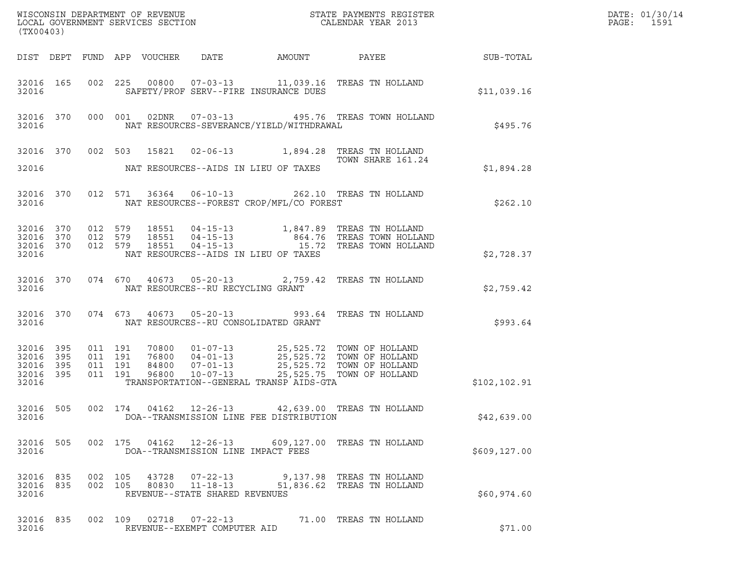WISCONSIN DEPARTMENT OF REVENUE
LOCAL GOVERNMENT SERVICES SECTION
(TX00403)

STATE PAYMENTS REGISTER
CALENDAR YEAR 2013

DATE: 01/30/14
PAGE: 1591

| DIST | DEPT | FUND | APP | VOUCHER | DATE | AMOUNT | PAYEE | SUB-TOTAL |
|---|---|---|---|---|---|---|---|---|
| 32016 | 165 | 002 | 225 | 00800 | 07-03-13 | 11,039.16 | TREAS TN HOLLAND | |
| 32016 | | | | SAFETY/PROF SERV--FIRE INSURANCE DUES | | | | $11,039.16 |
| 32016 | 370 | 000 | 001 | 02DNR | 07-03-13 | 495.76 | TREAS TOWN HOLLAND | |
| 32016 | | | | NAT RESOURCES-SEVERANCE/YIELD/WITHDRAWAL | | | | $495.76 |
| 32016 | 370 | 002 | 503 | 15821 | 02-06-13 | 1,894.28 | TREAS TN HOLLAND TOWN SHARE 161.24 | |
| 32016 | | | | NAT RESOURCES--AIDS IN LIEU OF TAXES | | | | $1,894.28 |
| 32016 | 370 | 012 | 571 | 36364 | 06-10-13 | 262.10 | TREAS TN HOLLAND | |
| 32016 | | | | NAT RESOURCES--FOREST CROP/MFL/CO FOREST | | | | $262.10 |
| 32016 | 370 | 012 | 579 | 18551 | 04-15-13 | 1,847.89 | TREAS TN HOLLAND | |
| 32016 | 370 | 012 | 579 | 18551 | 04-15-13 | 864.76 | TREAS TOWN HOLLAND | |
| 32016 | 370 | 012 | 579 | 18551 | 04-15-13 | 15.72 | TREAS TOWN HOLLAND | |
| 32016 | | | | NAT RESOURCES--AIDS IN LIEU OF TAXES | | | | $2,728.37 |
| 32016 | 370 | 074 | 670 | 40673 | 05-20-13 | 2,759.42 | TREAS TN HOLLAND | |
| 32016 | | | | NAT RESOURCES--RU RECYCLING GRANT | | | | $2,759.42 |
| 32016 | 370 | 074 | 673 | 40673 | 05-20-13 | 993.64 | TREAS TN HOLLAND | |
| 32016 | | | | NAT RESOURCES--RU CONSOLIDATED GRANT | | | | $993.64 |
| 32016 | 395 | 011 | 191 | 70800 | 01-07-13 | 25,525.72 | TOWN OF HOLLAND | |
| 32016 | 395 | 011 | 191 | 76800 | 04-01-13 | 25,525.72 | TOWN OF HOLLAND | |
| 32016 | 395 | 011 | 191 | 84800 | 07-01-13 | 25,525.72 | TOWN OF HOLLAND | |
| 32016 | 395 | 011 | 191 | 96800 | 10-07-13 | 25,525.75 | TOWN OF HOLLAND | |
| 32016 | | | | TRANSPORTATION--GENERAL TRANSP AIDS-GTA | | | | $102,102.91 |
| 32016 | 505 | 002 | 174 | 04162 | 12-26-13 | 42,639.00 | TREAS TN HOLLAND | |
| 32016 | | | | DOA--TRANSMISSION LINE FEE DISTRIBUTION | | | | $42,639.00 |
| 32016 | 505 | 002 | 175 | 04162 | 12-26-13 | 609,127.00 | TREAS TN HOLLAND | |
| 32016 | | | | DOA--TRANSMISSION LINE IMPACT FEES | | | | $609,127.00 |
| 32016 | 835 | 002 | 105 | 43728 | 07-22-13 | 9,137.98 | TREAS TN HOLLAND | |
| 32016 | 835 | 002 | 105 | 80830 | 11-18-13 | 51,836.62 | TREAS TN HOLLAND | |
| 32016 | | | | REVENUE--STATE SHARED REVENUES | | | | $60,974.60 |
| 32016 | 835 | 002 | 109 | 02718 | 07-22-13 | 71.00 | TREAS TN HOLLAND | |
| 32016 | | | | REVENUE--EXEMPT COMPUTER AID | | | | $71.00 |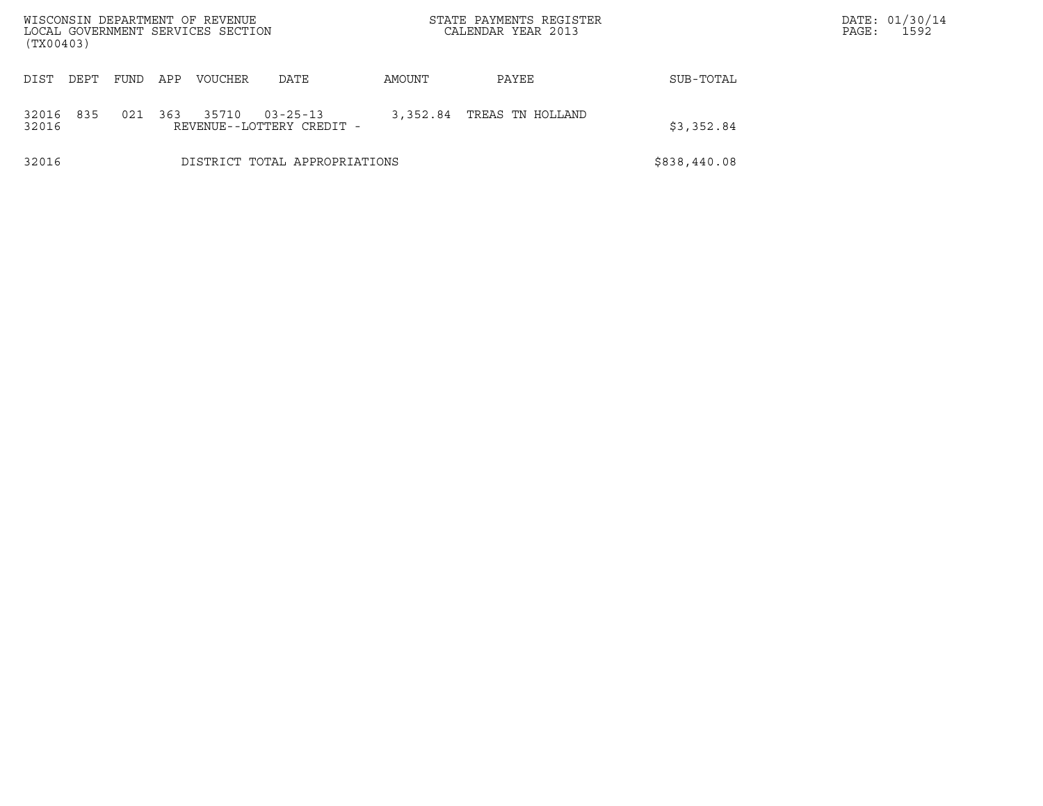| DIST | DEPT | FUND | APP | VOUCHER | DATE | AMOUNT | PAYEE | SUB-TOTAL |
|---|---|---|---|---|---|---|---|---|
| 32016 | 835 | 021 | 363 | 35710 | 03-25-13 | 3,352.84 | TREAS TN HOLLAND | |
| 32016 | | | | REVENUE--LOTTERY CREDIT - | | | | $3,352.84 |
| 32016 | | | | DISTRICT TOTAL APPROPRIATIONS | | | | $838,440.08 |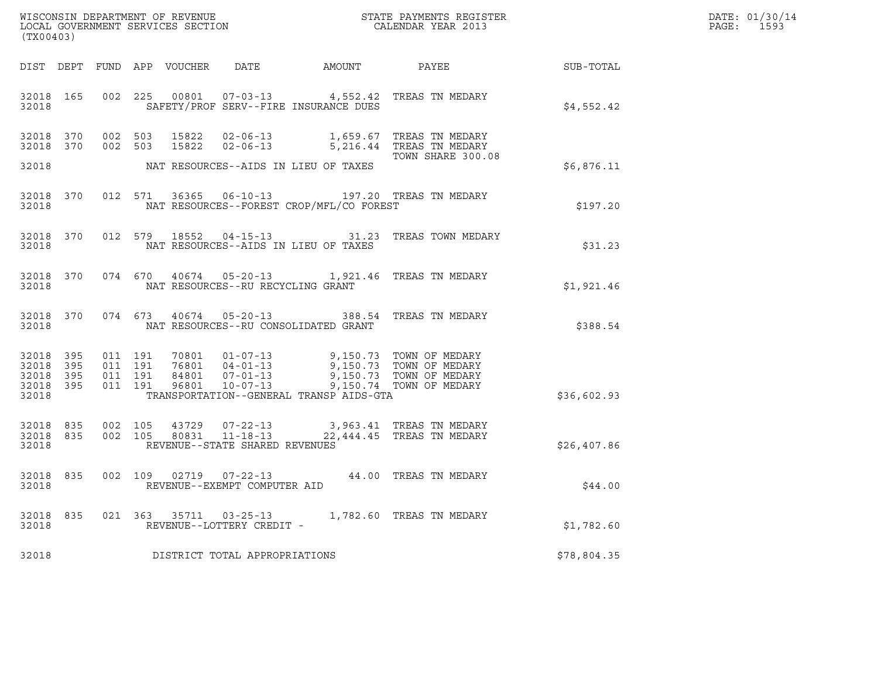WISCONSIN DEPARTMENT OF REVENUE
LOCAL GOVERNMENT SERVICES SECTION
(TX00403)

STATE PAYMENTS REGISTER
CALENDAR YEAR 2013

DATE: 01/30/14
PAGE: 1593

| DIST | DEPT | FUND | APP | VOUCHER | DATE | AMOUNT | PAYEE | SUB-TOTAL |
|---|---|---|---|---|---|---|---|---|
| 32018 | 165 | 002 | 225 | 00801 | 07-03-13 | 4,552.42 | TREAS TN MEDARY | |
| 32018 | | | | | SAFETY/PROF SERV--FIRE INSURANCE DUES | | | $4,552.42 |
| 32018 | 370 | 002 | 503 | 15822 | 02-06-13 | 1,659.67 | TREAS TN MEDARY | |
| 32018 | 370 | 002 | 503 | 15822 | 02-06-13 | 5,216.44 | TREAS TN MEDARY TOWN SHARE 300.08 | |
| 32018 | | | | | NAT RESOURCES--AIDS IN LIEU OF TAXES | | | $6,876.11 |
| 32018 | 370 | 012 | 571 | 36365 | 06-10-13 | 197.20 | TREAS TN MEDARY | |
| 32018 | | | | | NAT RESOURCES--FOREST CROP/MFL/CO FOREST | | | $197.20 |
| 32018 | 370 | 012 | 579 | 18552 | 04-15-13 | 31.23 | TREAS TOWN MEDARY | |
| 32018 | | | | | NAT RESOURCES--AIDS IN LIEU OF TAXES | | | $31.23 |
| 32018 | 370 | 074 | 670 | 40674 | 05-20-13 | 1,921.46 | TREAS TN MEDARY | |
| 32018 | | | | | NAT RESOURCES--RU RECYCLING GRANT | | | $1,921.46 |
| 32018 | 370 | 074 | 673 | 40674 | 05-20-13 | 388.54 | TREAS TN MEDARY | |
| 32018 | | | | | NAT RESOURCES--RU CONSOLIDATED GRANT | | | $388.54 |
| 32018 | 395 | 011 | 191 | 70801 | 01-07-13 | 9,150.73 | TOWN OF MEDARY | |
| 32018 | 395 | 011 | 191 | 76801 | 04-01-13 | 9,150.73 | TOWN OF MEDARY | |
| 32018 | 395 | 011 | 191 | 84801 | 07-01-13 | 9,150.73 | TOWN OF MEDARY | |
| 32018 | 395 | 011 | 191 | 96801 | 10-07-13 | 9,150.74 | TOWN OF MEDARY | |
| 32018 | | | | | TRANSPORTATION--GENERAL TRANSP AIDS-GTA | | | $36,602.93 |
| 32018 | 835 | 002 | 105 | 43729 | 07-22-13 | 3,963.41 | TREAS TN MEDARY | |
| 32018 | 835 | 002 | 105 | 80831 | 11-18-13 | 22,444.45 | TREAS TN MEDARY | |
| 32018 | | | | | REVENUE--STATE SHARED REVENUES | | | $26,407.86 |
| 32018 | 835 | 002 | 109 | 02719 | 07-22-13 | 44.00 | TREAS TN MEDARY | |
| 32018 | | | | | REVENUE--EXEMPT COMPUTER AID | | | $44.00 |
| 32018 | 835 | 021 | 363 | 35711 | 03-25-13 | 1,782.60 | TREAS TN MEDARY | |
| 32018 | | | | | REVENUE--LOTTERY CREDIT - | | | $1,782.60 |
| 32018 | | | | | DISTRICT TOTAL APPROPRIATIONS | | | $78,804.35 |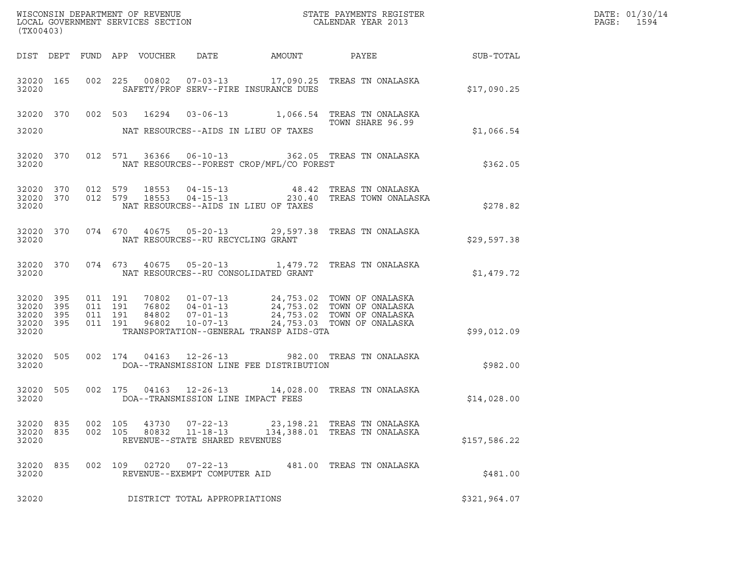WISCONSIN DEPARTMENT OF REVENUE
LOCAL GOVERNMENT SERVICES SECTION
(TX00403)

STATE PAYMENTS REGISTER
CALENDAR YEAR 2013

DATE: 01/30/14
PAGE: 1594

| DIST | DEPT | FUND | APP | VOUCHER | DATE | AMOUNT | PAYEE | SUB-TOTAL |
|---|---|---|---|---|---|---|---|---|
| 32020 | 165 | 002 | 225 | 00802 | 07-03-13 | 17,090.25 | TREAS TN ONALASKA | |
| 32020 | | | | | SAFETY/PROF SERV--FIRE INSURANCE DUES | | | $17,090.25 |
| 32020 | 370 | 002 | 503 | 16294 | 03-06-13 | 1,066.54 | TREAS TN ONALASKA<br>TOWN SHARE 96.99 | |
| 32020 | | | | | NAT RESOURCES--AIDS IN LIEU OF TAXES | | | $1,066.54 |
| 32020 | 370 | 012 | 571 | 36366 | 06-10-13 | 362.05 | TREAS TN ONALASKA | |
| 32020 | | | | | NAT RESOURCES--FOREST CROP/MFL/CO FOREST | | | $362.05 |
| 32020 | 370 | 012 | 579 | 18553 | 04-15-13 | 48.42 | TREAS TN ONALASKA | |
| 32020 | 370 | 012 | 579 | 18553 | 04-15-13 | 230.40 | TREAS TOWN ONALASKA | |
| 32020 | | | | | NAT RESOURCES--AIDS IN LIEU OF TAXES | | | $278.82 |
| 32020 | 370 | 074 | 670 | 40675 | 05-20-13 | 29,597.38 | TREAS TN ONALASKA | |
| 32020 | | | | | NAT RESOURCES--RU RECYCLING GRANT | | | $29,597.38 |
| 32020 | 370 | 074 | 673 | 40675 | 05-20-13 | 1,479.72 | TREAS TN ONALASKA | |
| 32020 | | | | | NAT RESOURCES--RU CONSOLIDATED GRANT | | | $1,479.72 |
| 32020 | 395 | 011 | 191 | 70802 | 01-07-13 | 24,753.02 | TOWN OF ONALASKA | |
| 32020 | 395 | 011 | 191 | 76802 | 04-01-13 | 24,753.02 | TOWN OF ONALASKA | |
| 32020 | 395 | 011 | 191 | 84802 | 07-01-13 | 24,753.02 | TOWN OF ONALASKA | |
| 32020 | 395 | 011 | 191 | 96802 | 10-07-13 | 24,753.03 | TOWN OF ONALASKA | |
| 32020 | | | | | TRANSPORTATION--GENERAL TRANSP AIDS-GTA | | | $99,012.09 |
| 32020 | 505 | 002 | 174 | 04163 | 12-26-13 | 982.00 | TREAS TN ONALASKA | |
| 32020 | | | | | DOA--TRANSMISSION LINE FEE DISTRIBUTION | | | $982.00 |
| 32020 | 505 | 002 | 175 | 04163 | 12-26-13 | 14,028.00 | TREAS TN ONALASKA | |
| 32020 | | | | | DOA--TRANSMISSION LINE IMPACT FEES | | | $14,028.00 |
| 32020 | 835 | 002 | 105 | 43730 | 07-22-13 | 23,198.21 | TREAS TN ONALASKA | |
| 32020 | 835 | 002 | 105 | 80832 | 11-18-13 | 134,388.01 | TREAS TN ONALASKA | |
| 32020 | | | | | REVENUE--STATE SHARED REVENUES | | | $157,586.22 |
| 32020 | 835 | 002 | 109 | 02720 | 07-22-13 | 481.00 | TREAS TN ONALASKA | |
| 32020 | | | | | REVENUE--EXEMPT COMPUTER AID | | | $481.00 |
| 32020 | | | | | DISTRICT TOTAL APPROPRIATIONS | | | $321,964.07 |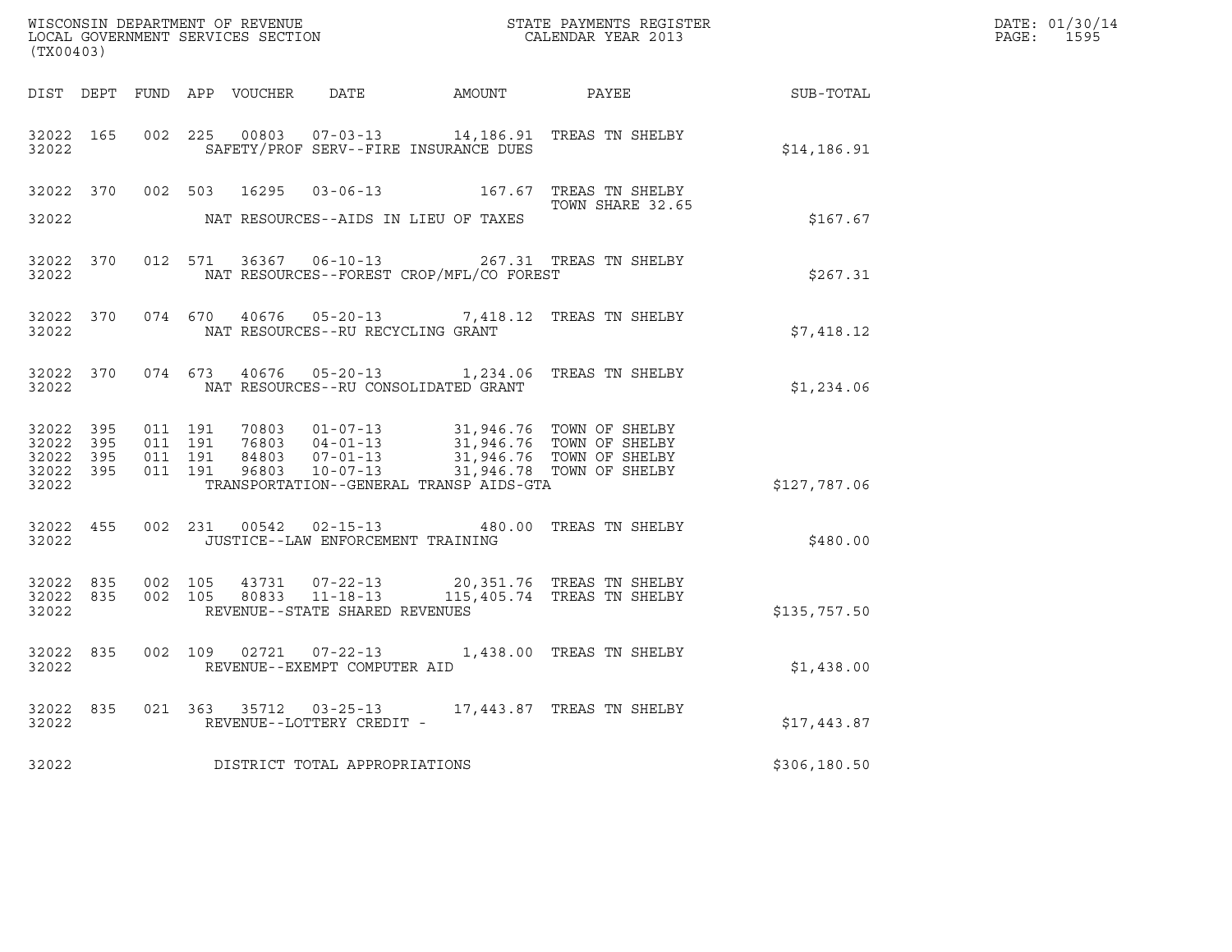WISCONSIN DEPARTMENT OF REVENUE
LOCAL GOVERNMENT SERVICES SECTION
(TX00403)

STATE PAYMENTS REGISTER
CALENDAR YEAR 2013

DATE: 01/30/14
PAGE: 1595

| DIST | DEPT | FUND | APP | VOUCHER | DATE | AMOUNT | PAYEE | SUB-TOTAL |
|---|---|---|---|---|---|---|---|---|
| 32022 | 165 | 002 | 225 | 00803 | 07-03-13 | 14,186.91 | TREAS TN SHELBY | |
| 32022 | | | | SAFETY/PROF SERV--FIRE INSURANCE DUES | | | | $14,186.91 |
| 32022 | 370 | 002 | 503 | 16295 | 03-06-13 | 167.67 | TREAS TN SHELBY<br>TOWN SHARE 32.65 | |
| 32022 | | | | NAT RESOURCES--AIDS IN LIEU OF TAXES | | | | $167.67 |
| 32022 | 370 | 012 | 571 | 36367 | 06-10-13 | 267.31 | TREAS TN SHELBY | |
| 32022 | | | | NAT RESOURCES--FOREST CROP/MFL/CO FOREST | | | | $267.31 |
| 32022 | 370 | 074 | 670 | 40676 | 05-20-13 | 7,418.12 | TREAS TN SHELBY | |
| 32022 | | | | NAT RESOURCES--RU RECYCLING GRANT | | | | $7,418.12 |
| 32022 | 370 | 074 | 673 | 40676 | 05-20-13 | 1,234.06 | TREAS TN SHELBY | |
| 32022 | | | | NAT RESOURCES--RU CONSOLIDATED GRANT | | | | $1,234.06 |
| 32022 | 395 | 011 | 191 | 70803 | 01-07-13 | 31,946.76 | TOWN OF SHELBY | |
| 32022 | 395 | 011 | 191 | 76803 | 04-01-13 | 31,946.76 | TOWN OF SHELBY | |
| 32022 | 395 | 011 | 191 | 84803 | 07-01-13 | 31,946.76 | TOWN OF SHELBY | |
| 32022 | 395 | 011 | 191 | 96803 | 10-07-13 | 31,946.78 | TOWN OF SHELBY | |
| 32022 | | | | TRANSPORTATION--GENERAL TRANSP AIDS-GTA | | | | $127,787.06 |
| 32022 | 455 | 002 | 231 | 00542 | 02-15-13 | 480.00 | TREAS TN SHELBY | |
| 32022 | | | | JUSTICE--LAW ENFORCEMENT TRAINING | | | | $480.00 |
| 32022 | 835 | 002 | 105 | 43731 | 07-22-13 | 20,351.76 | TREAS TN SHELBY | |
| 32022 | 835 | 002 | 105 | 80833 | 11-18-13 | 115,405.74 | TREAS TN SHELBY | |
| 32022 | | | | REVENUE--STATE SHARED REVENUES | | | | $135,757.50 |
| 32022 | 835 | 002 | 109 | 02721 | 07-22-13 | 1,438.00 | TREAS TN SHELBY | |
| 32022 | | | | REVENUE--EXEMPT COMPUTER AID | | | | $1,438.00 |
| 32022 | 835 | 021 | 363 | 35712 | 03-25-13 | 17,443.87 | TREAS TN SHELBY | |
| 32022 | | | | REVENUE--LOTTERY CREDIT - | | | | $17,443.87 |
| 32022 | | | | DISTRICT TOTAL APPROPRIATIONS | | | | $306,180.50 |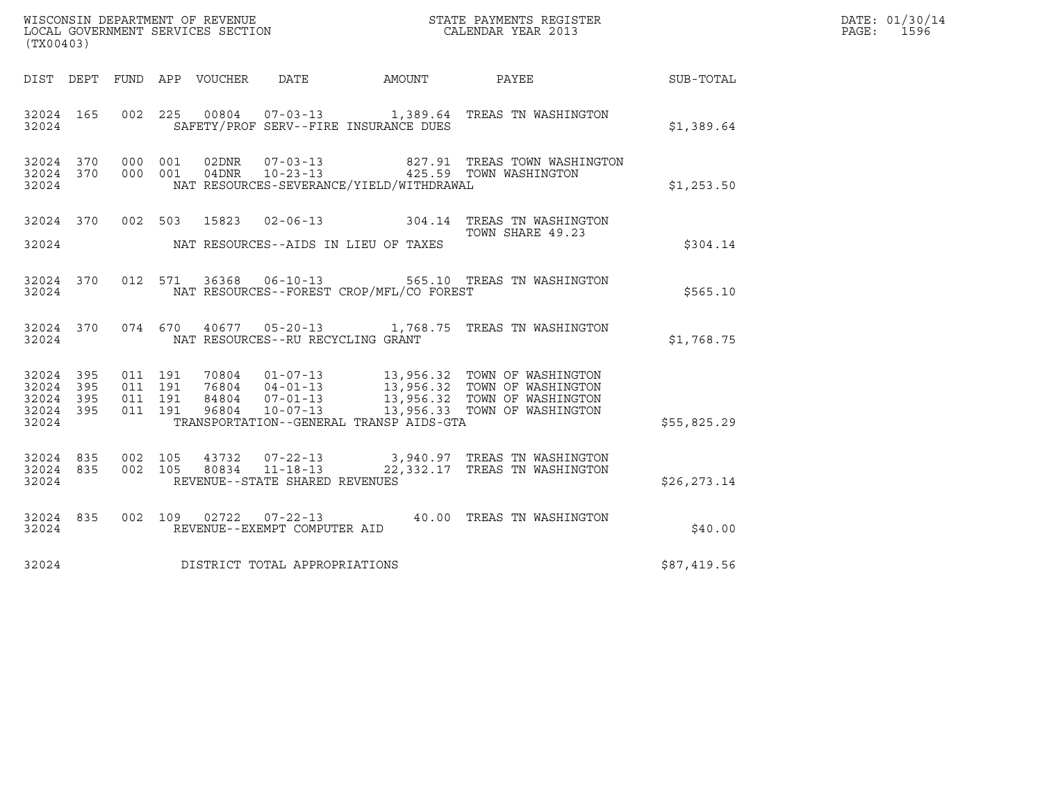WISCONSIN DEPARTMENT OF REVENUE
LOCAL GOVERNMENT SERVICES SECTION
(TX00403)

STATE PAYMENTS REGISTER
CALENDAR YEAR 2013

DATE: 01/30/14
PAGE: 1596

| DIST | DEPT | FUND | APP | VOUCHER | DATE | AMOUNT | PAYEE | SUB-TOTAL |
|---|---|---|---|---|---|---|---|---|
| 32024 | 165 | 002 | 225 | 00804 | 07-03-13 | 1,389.64 | TREAS TN WASHINGTON | |
| 32024 | | | | SAFETY/PROF SERV--FIRE INSURANCE DUES | | | | $1,389.64 |
| 32024 | 370 | 000 | 001 | 02DNR | 07-03-13 | 827.91 | TREAS TOWN WASHINGTON | |
| 32024 | 370 | 000 | 001 | 04DNR | 10-23-13 | 425.59 | TOWN WASHINGTON | |
| 32024 | | | | NAT RESOURCES-SEVERANCE/YIELD/WITHDRAWAL | | | | $1,253.50 |
| 32024 | 370 | 002 | 503 | 15823 | 02-06-13 | 304.14 | TREAS TN WASHINGTON TOWN SHARE 49.23 | |
| 32024 | | | | NAT RESOURCES--AIDS IN LIEU OF TAXES | | | | $304.14 |
| 32024 | 370 | 012 | 571 | 36368 | 06-10-13 | 565.10 | TREAS TN WASHINGTON | |
| 32024 | | | | NAT RESOURCES--FOREST CROP/MFL/CO FOREST | | | | $565.10 |
| 32024 | 370 | 074 | 670 | 40677 | 05-20-13 | 1,768.75 | TREAS TN WASHINGTON | |
| 32024 | | | | NAT RESOURCES--RU RECYCLING GRANT | | | | $1,768.75 |
| 32024 | 395 | 011 | 191 | 70804 | 01-07-13 | 13,956.32 | TOWN OF WASHINGTON | |
| 32024 | 395 | 011 | 191 | 76804 | 04-01-13 | 13,956.32 | TOWN OF WASHINGTON | |
| 32024 | 395 | 011 | 191 | 84804 | 07-01-13 | 13,956.32 | TOWN OF WASHINGTON | |
| 32024 | 395 | 011 | 191 | 96804 | 10-07-13 | 13,956.33 | TOWN OF WASHINGTON | |
| 32024 | | | | TRANSPORTATION--GENERAL TRANSP AIDS-GTA | | | | $55,825.29 |
| 32024 | 835 | 002 | 105 | 43732 | 07-22-13 | 3,940.97 | TREAS TN WASHINGTON | |
| 32024 | 835 | 002 | 105 | 80834 | 11-18-13 | 22,332.17 | TREAS TN WASHINGTON | |
| 32024 | | | | REVENUE--STATE SHARED REVENUES | | | | $26,273.14 |
| 32024 | 835 | 002 | 109 | 02722 | 07-22-13 | 40.00 | TREAS TN WASHINGTON | |
| 32024 | | | | REVENUE--EXEMPT COMPUTER AID | | | | $40.00 |
| 32024 | | | | DISTRICT TOTAL APPROPRIATIONS | | | | $87,419.56 |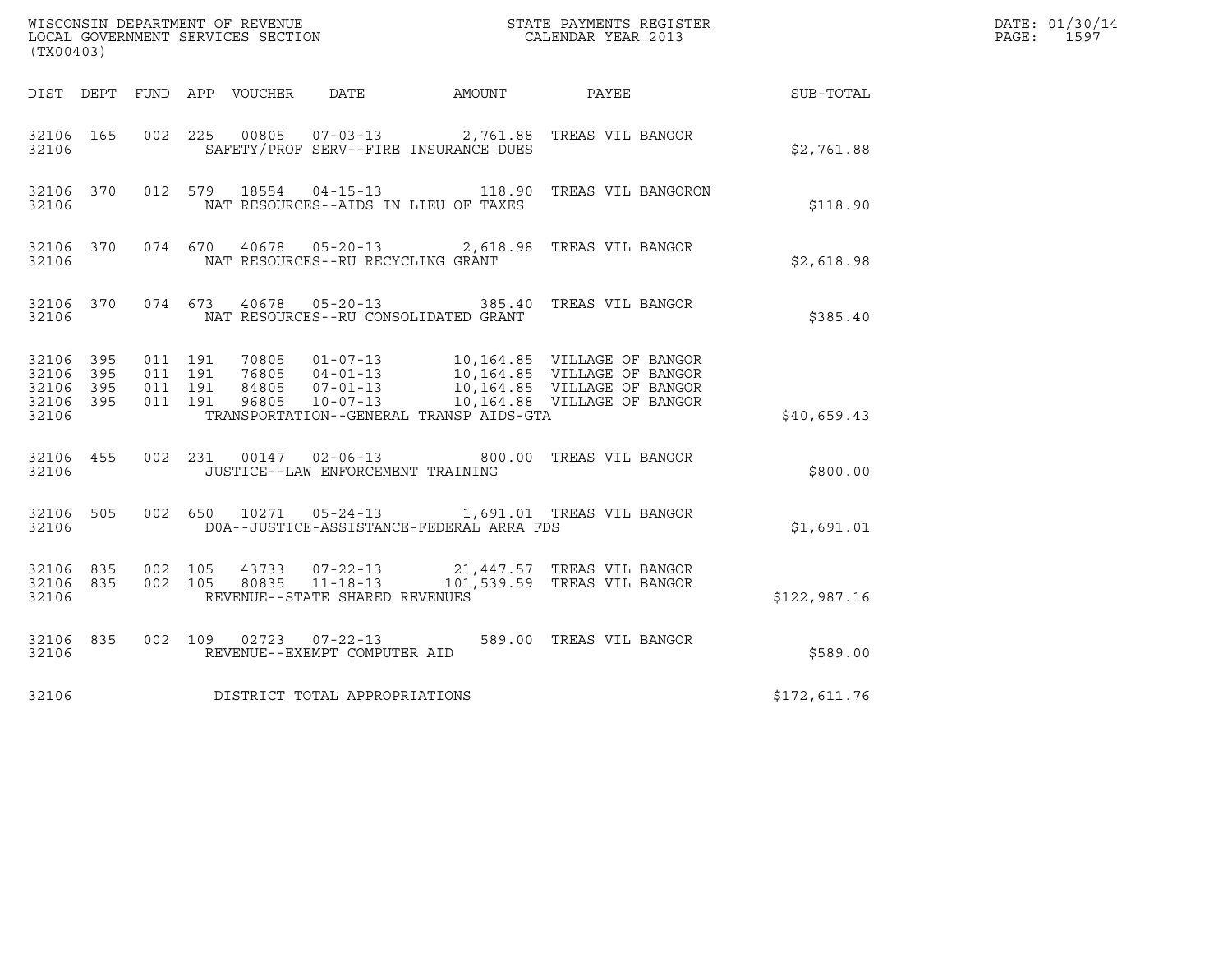WISCONSIN DEPARTMENT OF REVENUE
LOCAL GOVERNMENT SERVICES SECTION
(TX00403)

STATE PAYMENTS REGISTER
CALENDAR YEAR 2013

DATE: 01/30/14
PAGE: 1597

| DIST | DEPT | FUND | APP | VOUCHER | DATE | AMOUNT | PAYEE | SUB-TOTAL |
|---|---|---|---|---|---|---|---|---|
| 32106 | 165 | 002 | 225 | 00805 | 07-03-13 | 2,761.88 | TREAS VIL BANGOR | |
| 32106 | | | | SAFETY/PROF SERV--FIRE INSURANCE DUES | | | | $2,761.88 |
| 32106 | 370 | 012 | 579 | 18554 | 04-15-13 | 118.90 | TREAS VIL BANGORON | |
| 32106 | | | | NAT RESOURCES--AIDS IN LIEU OF TAXES | | | | $118.90 |
| 32106 | 370 | 074 | 670 | 40678 | 05-20-13 | 2,618.98 | TREAS VIL BANGOR | |
| 32106 | | | | NAT RESOURCES--RU RECYCLING GRANT | | | | $2,618.98 |
| 32106 | 370 | 074 | 673 | 40678 | 05-20-13 | 385.40 | TREAS VIL BANGOR | |
| 32106 | | | | NAT RESOURCES--RU CONSOLIDATED GRANT | | | | $385.40 |
| 32106 | 395 | 011 | 191 | 70805 | 01-07-13 | 10,164.85 | VILLAGE OF BANGOR | |
| 32106 | 395 | 011 | 191 | 76805 | 04-01-13 | 10,164.85 | VILLAGE OF BANGOR | |
| 32106 | 395 | 011 | 191 | 84805 | 07-01-13 | 10,164.85 | VILLAGE OF BANGOR | |
| 32106 | 395 | 011 | 191 | 96805 | 10-07-13 | 10,164.88 | VILLAGE OF BANGOR | |
| 32106 | | | | TRANSPORTATION--GENERAL TRANSP AIDS-GTA | | | | $40,659.43 |
| 32106 | 455 | 002 | 231 | 00147 | 02-06-13 | 800.00 | TREAS VIL BANGOR | |
| 32106 | | | | JUSTICE--LAW ENFORCEMENT TRAINING | | | | $800.00 |
| 32106 | 505 | 002 | 650 | 10271 | 05-24-13 | 1,691.01 | TREAS VIL BANGOR | |
| 32106 | | | | DOA--JUSTICE-ASSISTANCE-FEDERAL ARRA FDS | | | | $1,691.01 |
| 32106 | 835 | 002 | 105 | 43733 | 07-22-13 | 21,447.57 | TREAS VIL BANGOR | |
| 32106 | 835 | 002 | 105 | 80835 | 11-18-13 | 101,539.59 | TREAS VIL BANGOR | |
| 32106 | | | | REVENUE--STATE SHARED REVENUES | | | | $122,987.16 |
| 32106 | 835 | 002 | 109 | 02723 | 07-22-13 | 589.00 | TREAS VIL BANGOR | |
| 32106 | | | | REVENUE--EXEMPT COMPUTER AID | | | | $589.00 |
| 32106 | | | | DISTRICT TOTAL APPROPRIATIONS | | | | $172,611.76 |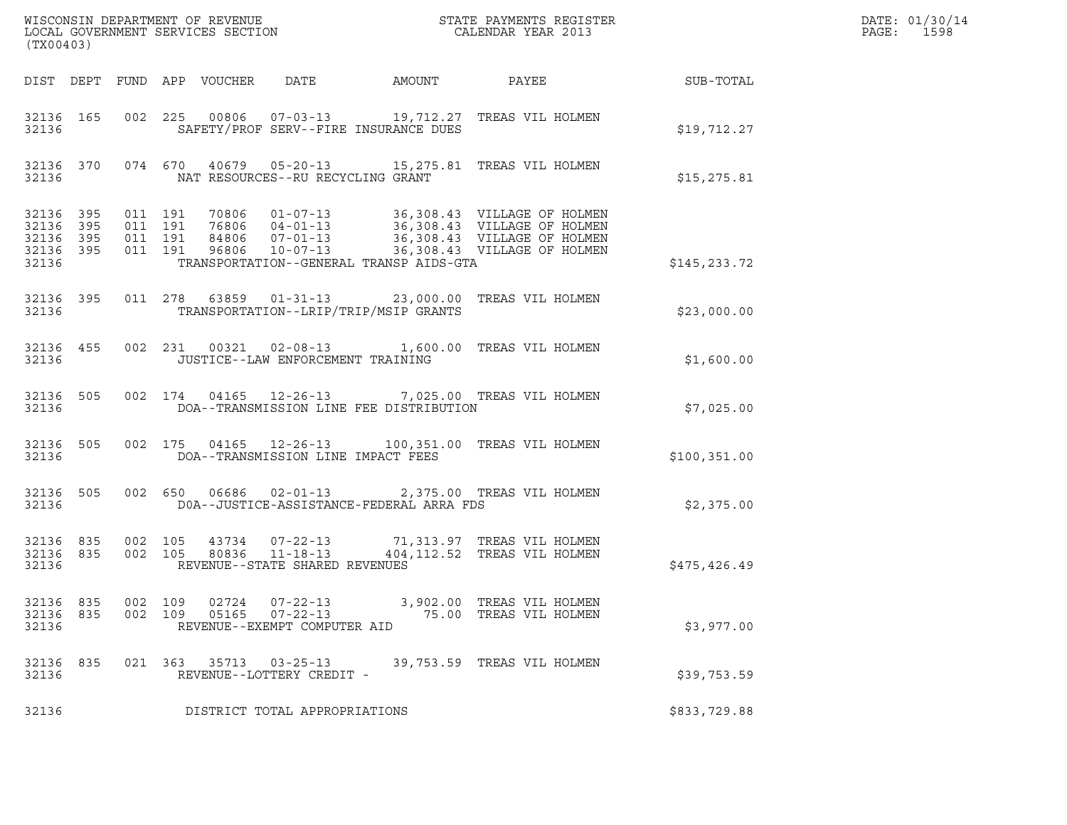WISCONSIN DEPARTMENT OF REVENUE
LOCAL GOVERNMENT SERVICES SECTION
(TX00403)

STATE PAYMENTS REGISTER
CALENDAR YEAR 2013

DATE: 01/30/14
PAGE: 1598

| DIST | DEPT | FUND | APP | VOUCHER | DATE | AMOUNT | PAYEE | SUB-TOTAL |
|---|---|---|---|---|---|---|---|---|
| 32136 | 165 | 002 | 225 | 00806 | 07-03-13 | 19,712.27 | TREAS VIL HOLMEN | |
| 32136 | | | | SAFETY/PROF SERV--FIRE INSURANCE DUES | | | | $19,712.27 |
| 32136 | 370 | 074 | 670 | 40679 | 05-20-13 | 15,275.81 | TREAS VIL HOLMEN | |
| 32136 | | | | NAT RESOURCES--RU RECYCLING GRANT | | | | $15,275.81 |
| 32136 | 395 | 011 | 191 | 70806 | 01-07-13 | 36,308.43 | VILLAGE OF HOLMEN | |
| 32136 | 395 | 011 | 191 | 76806 | 04-01-13 | 36,308.43 | VILLAGE OF HOLMEN | |
| 32136 | 395 | 011 | 191 | 84806 | 07-01-13 | 36,308.43 | VILLAGE OF HOLMEN | |
| 32136 | 395 | 011 | 191 | 96806 | 10-07-13 | 36,308.43 | VILLAGE OF HOLMEN | |
| 32136 | | | | TRANSPORTATION--GENERAL TRANSP AIDS-GTA | | | | $145,233.72 |
| 32136 | 395 | 011 | 278 | 63859 | 01-31-13 | 23,000.00 | TREAS VIL HOLMEN | |
| 32136 | | | | TRANSPORTATION--LRIP/TRIP/MSIP GRANTS | | | | $23,000.00 |
| 32136 | 455 | 002 | 231 | 00321 | 02-08-13 | 1,600.00 | TREAS VIL HOLMEN | |
| 32136 | | | | JUSTICE--LAW ENFORCEMENT TRAINING | | | | $1,600.00 |
| 32136 | 505 | 002 | 174 | 04165 | 12-26-13 | 7,025.00 | TREAS VIL HOLMEN | |
| 32136 | | | | DOA--TRANSMISSION LINE FEE DISTRIBUTION | | | | $7,025.00 |
| 32136 | 505 | 002 | 175 | 04165 | 12-26-13 | 100,351.00 | TREAS VIL HOLMEN | |
| 32136 | | | | DOA--TRANSMISSION LINE IMPACT FEES | | | | $100,351.00 |
| 32136 | 505 | 002 | 650 | 06686 | 02-01-13 | 2,375.00 | TREAS VIL HOLMEN | |
| 32136 | | | | DOA--JUSTICE-ASSISTANCE-FEDERAL ARRA FDS | | | | $2,375.00 |
| 32136 | 835 | 002 | 105 | 43734 | 07-22-13 | 71,313.97 | TREAS VIL HOLMEN | |
| 32136 | 835 | 002 | 105 | 80836 | 11-18-13 | 404,112.52 | TREAS VIL HOLMEN | |
| 32136 | | | | REVENUE--STATE SHARED REVENUES | | | | $475,426.49 |
| 32136 | 835 | 002 | 109 | 02724 | 07-22-13 | 3,902.00 | TREAS VIL HOLMEN | |
| 32136 | 835 | 002 | 109 | 05165 | 07-22-13 | 75.00 | TREAS VIL HOLMEN | |
| 32136 | | | | REVENUE--EXEMPT COMPUTER AID | | | | $3,977.00 |
| 32136 | 835 | 021 | 363 | 35713 | 03-25-13 | 39,753.59 | TREAS VIL HOLMEN | |
| 32136 | | | | REVENUE--LOTTERY CREDIT - | | | | $39,753.59 |
| 32136 | | | | DISTRICT TOTAL APPROPRIATIONS | | | | $833,729.88 |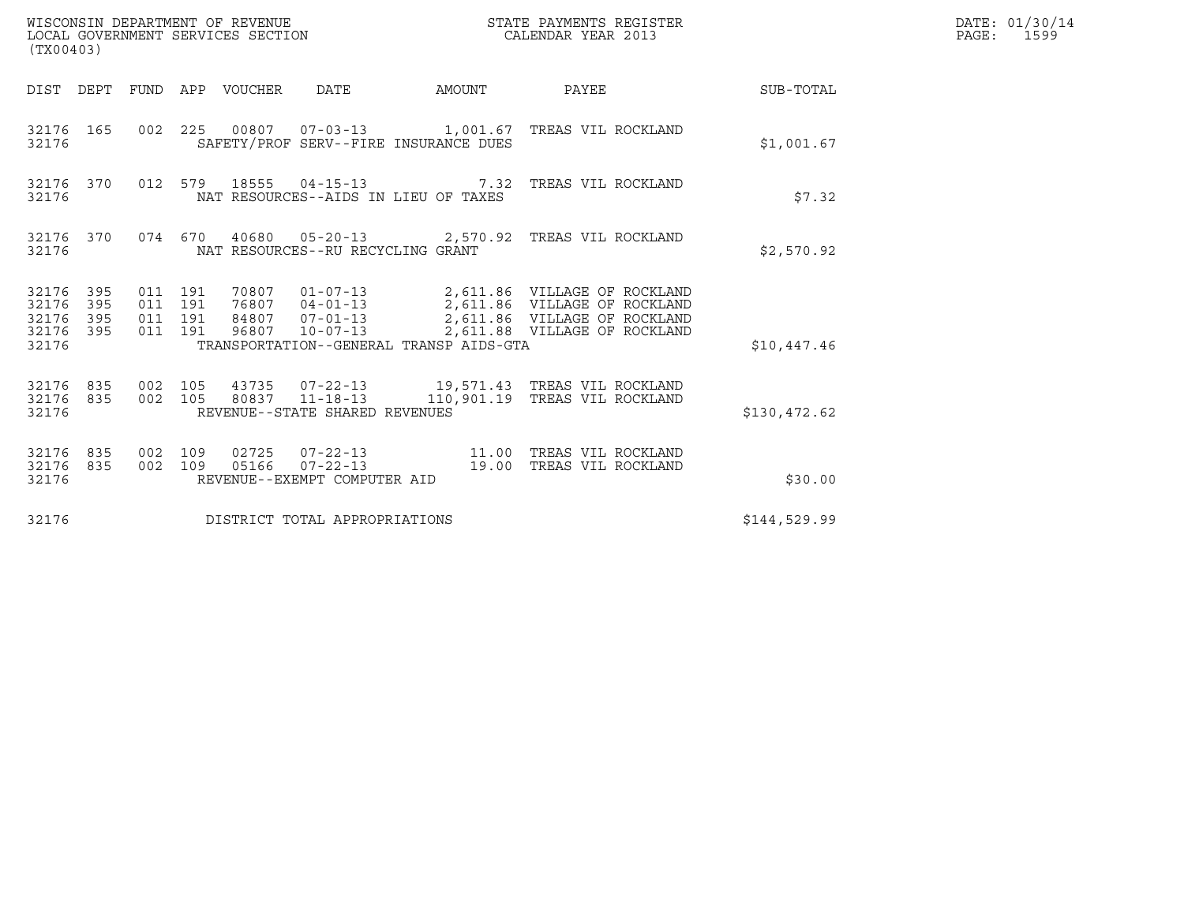WISCONSIN DEPARTMENT OF REVENUE
LOCAL GOVERNMENT SERVICES SECTION
(TX00403)

STATE PAYMENTS REGISTER
CALENDAR YEAR 2013

DATE: 01/30/14
PAGE: 1599

| DIST | DEPT | FUND | APP | VOUCHER | DATE | AMOUNT | PAYEE | SUB-TOTAL |
|---|---|---|---|---|---|---|---|---|
| 32176 | 165 | 002 | 225 | 00807 | 07-03-13 | 1,001.67 | TREAS VIL ROCKLAND | |
| 32176 | | | | SAFETY/PROF SERV--FIRE INSURANCE DUES | | | | $1,001.67 |
| 32176 | 370 | 012 | 579 | 18555 | 04-15-13 | 7.32 | TREAS VIL ROCKLAND | |
| 32176 | | | | NAT RESOURCES--AIDS IN LIEU OF TAXES | | | | $7.32 |
| 32176 | 370 | 074 | 670 | 40680 | 05-20-13 | 2,570.92 | TREAS VIL ROCKLAND | |
| 32176 | | | | NAT RESOURCES--RU RECYCLING GRANT | | | | $2,570.92 |
| 32176 | 395 | 011 | 191 | 70807 | 01-07-13 | 2,611.86 | VILLAGE OF ROCKLAND | |
| 32176 | 395 | 011 | 191 | 76807 | 04-01-13 | 2,611.86 | VILLAGE OF ROCKLAND | |
| 32176 | 395 | 011 | 191 | 84807 | 07-01-13 | 2,611.86 | VILLAGE OF ROCKLAND | |
| 32176 | 395 | 011 | 191 | 96807 | 10-07-13 | 2,611.88 | VILLAGE OF ROCKLAND | |
| 32176 | | | | TRANSPORTATION--GENERAL TRANSP AIDS-GTA | | | | $10,447.46 |
| 32176 | 835 | 002 | 105 | 43735 | 07-22-13 | 19,571.43 | TREAS VIL ROCKLAND | |
| 32176 | 835 | 002 | 105 | 80837 | 11-18-13 | 110,901.19 | TREAS VIL ROCKLAND | |
| 32176 | | | | REVENUE--STATE SHARED REVENUES | | | | $130,472.62 |
| 32176 | 835 | 002 | 109 | 02725 | 07-22-13 | 11.00 | TREAS VIL ROCKLAND | |
| 32176 | 835 | 002 | 109 | 05166 | 07-22-13 | 19.00 | TREAS VIL ROCKLAND | |
| 32176 | | | | REVENUE--EXEMPT COMPUTER AID | | | | $30.00 |
| 32176 | | | | DISTRICT TOTAL APPROPRIATIONS | | | | $144,529.99 |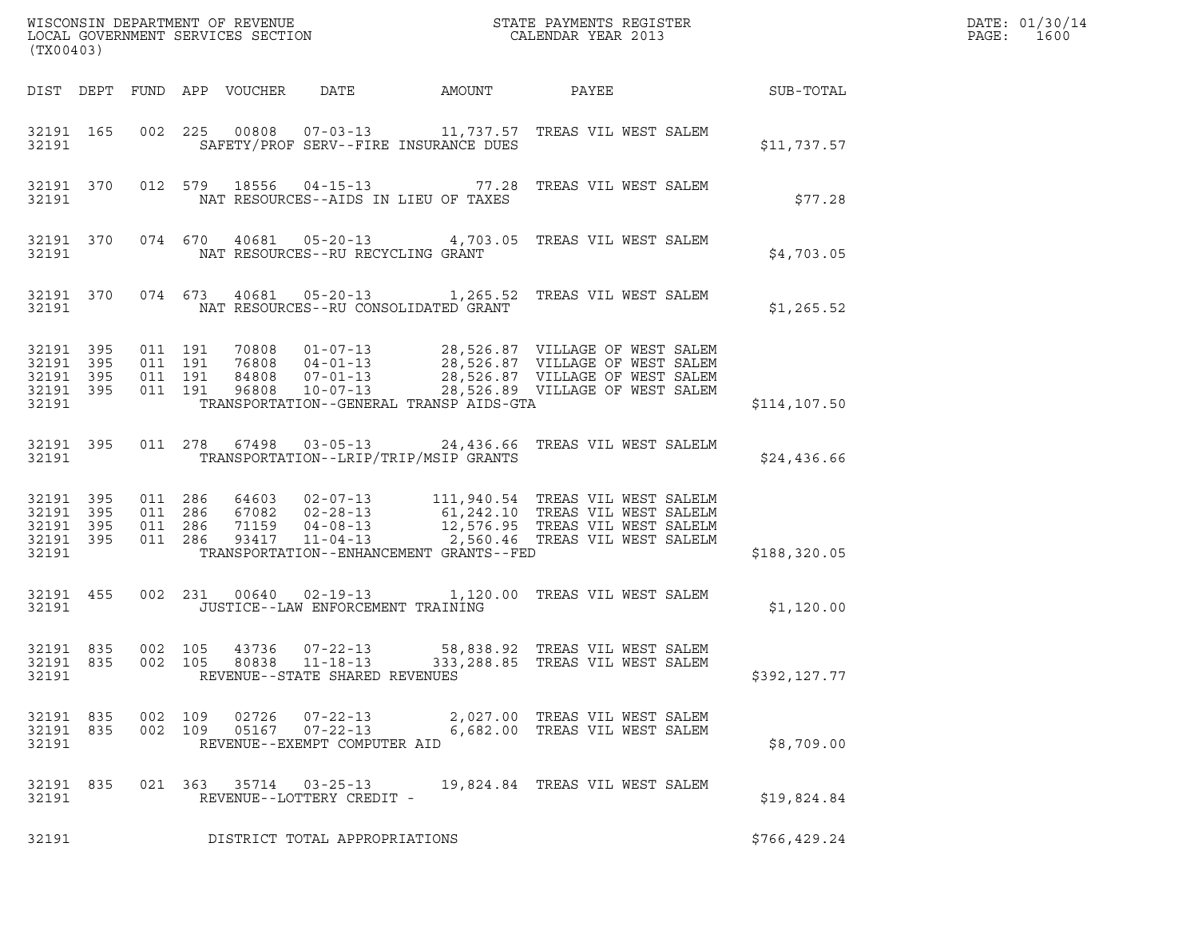WISCONSIN DEPARTMENT OF REVENUE
LOCAL GOVERNMENT SERVICES SECTION
(TX00403)

STATE PAYMENTS REGISTER
CALENDAR YEAR 2013

DATE: 01/30/14
PAGE: 1600

| DIST | DEPT | FUND | APP | VOUCHER | DATE | AMOUNT | PAYEE | SUB-TOTAL |
|---|---|---|---|---|---|---|---|---|
| 32191 | 165 | 002 | 225 | 00808 | 07-03-13 | 11,737.57 | TREAS VIL WEST SALEM | |
| 32191 | | | | SAFETY/PROF SERV--FIRE INSURANCE DUES | | | | $11,737.57 |
| 32191 | 370 | 012 | 579 | 18556 | 04-15-13 | 77.28 | TREAS VIL WEST SALEM | |
| 32191 | | | | NAT RESOURCES--AIDS IN LIEU OF TAXES | | | | $77.28 |
| 32191 | 370 | 074 | 670 | 40681 | 05-20-13 | 4,703.05 | TREAS VIL WEST SALEM | |
| 32191 | | | | NAT RESOURCES--RU RECYCLING GRANT | | | | $4,703.05 |
| 32191 | 370 | 074 | 673 | 40681 | 05-20-13 | 1,265.52 | TREAS VIL WEST SALEM | |
| 32191 | | | | NAT RESOURCES--RU CONSOLIDATED GRANT | | | | $1,265.52 |
| 32191 | 395 | 011 | 191 | 70808 | 01-07-13 | 28,526.87 | VILLAGE OF WEST SALEM | |
| 32191 | 395 | 011 | 191 | 76808 | 04-01-13 | 28,526.87 | VILLAGE OF WEST SALEM | |
| 32191 | 395 | 011 | 191 | 84808 | 07-01-13 | 28,526.87 | VILLAGE OF WEST SALEM | |
| 32191 | 395 | 011 | 191 | 96808 | 10-07-13 | 28,526.89 | VILLAGE OF WEST SALEM | |
| 32191 | | | | TRANSPORTATION--GENERAL TRANSP AIDS-GTA | | | | $114,107.50 |
| 32191 | 395 | 011 | 278 | 67498 | 03-05-13 | 24,436.66 | TREAS VIL WEST SALELM | |
| 32191 | | | | TRANSPORTATION--LRIP/TRIP/MSIP GRANTS | | | | $24,436.66 |
| 32191 | 395 | 011 | 286 | 64603 | 02-07-13 | 111,940.54 | TREAS VIL WEST SALELM | |
| 32191 | 395 | 011 | 286 | 67082 | 02-28-13 | 61,242.10 | TREAS VIL WEST SALELM | |
| 32191 | 395 | 011 | 286 | 71159 | 04-08-13 | 12,576.95 | TREAS VIL WEST SALELM | |
| 32191 | 395 | 011 | 286 | 93417 | 11-04-13 | 2,560.46 | TREAS VIL WEST SALELM | |
| 32191 | | | | TRANSPORTATION--ENHANCEMENT GRANTS--FED | | | | $188,320.05 |
| 32191 | 455 | 002 | 231 | 00640 | 02-19-13 | 1,120.00 | TREAS VIL WEST SALEM | |
| 32191 | | | | JUSTICE--LAW ENFORCEMENT TRAINING | | | | $1,120.00 |
| 32191 | 835 | 002 | 105 | 43736 | 07-22-13 | 58,838.92 | TREAS VIL WEST SALEM | |
| 32191 | 835 | 002 | 105 | 80838 | 11-18-13 | 333,288.85 | TREAS VIL WEST SALEM | |
| 32191 | | | | REVENUE--STATE SHARED REVENUES | | | | $392,127.77 |
| 32191 | 835 | 002 | 109 | 02726 | 07-22-13 | 2,027.00 | TREAS VIL WEST SALEM | |
| 32191 | 835 | 002 | 109 | 05167 | 07-22-13 | 6,682.00 | TREAS VIL WEST SALEM | |
| 32191 | | | | REVENUE--EXEMPT COMPUTER AID | | | | $8,709.00 |
| 32191 | 835 | 021 | 363 | 35714 | 03-25-13 | 19,824.84 | TREAS VIL WEST SALEM | |
| 32191 | | | | REVENUE--LOTTERY CREDIT - | | | | $19,824.84 |
| 32191 | | | | DISTRICT TOTAL APPROPRIATIONS | | | | $766,429.24 |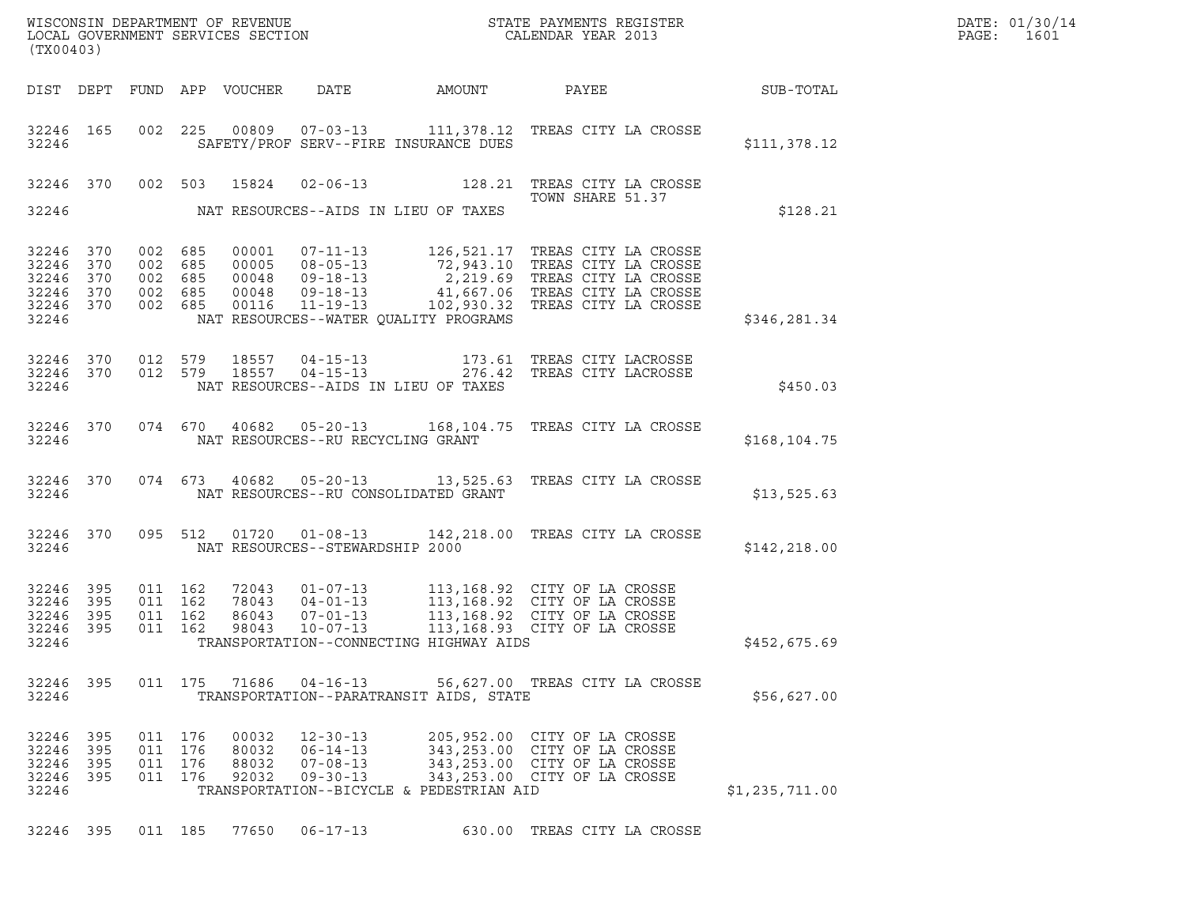WISCONSIN DEPARTMENT OF REVENUE
LOCAL GOVERNMENT SERVICES SECTION
(TX00403)

STATE PAYMENTS REGISTER
CALENDAR YEAR 2013

| DIST | DEPT | FUND | APP | VOUCHER | DATE | AMOUNT | PAYEE | SUB-TOTAL |
|---|---|---|---|---|---|---|---|---|
| 32246 | 165 | 002 | 225 | 00809 | 07-03-13 | 111,378.12 | TREAS CITY LA CROSSE | |
| 32246 | | | | | SAFETY/PROF SERV--FIRE INSURANCE DUES | | | $111,378.12 |
| 32246 | 370 | 002 | 503 | 15824 | 02-06-13 | 128.21 | TREAS CITY LA CROSSE TOWN SHARE 51.37 | |
| 32246 | | | | | NAT RESOURCES--AIDS IN LIEU OF TAXES | | | $128.21 |
| 32246 | 370 | 002 | 685 | 00001 | 07-11-13 | 126,521.17 | TREAS CITY LA CROSSE | |
| 32246 | 370 | 002 | 685 | 00005 | 08-05-13 | 72,943.10 | TREAS CITY LA CROSSE | |
| 32246 | 370 | 002 | 685 | 00048 | 09-18-13 | 2,219.69 | TREAS CITY LA CROSSE | |
| 32246 | 370 | 002 | 685 | 00048 | 09-18-13 | 41,667.06 | TREAS CITY LA CROSSE | |
| 32246 | 370 | 002 | 685 | 00116 | 11-19-13 | 102,930.32 | TREAS CITY LA CROSSE | |
| 32246 | | | | | NAT RESOURCES--WATER QUALITY PROGRAMS | | | $346,281.34 |
| 32246 | 370 | 012 | 579 | 18557 | 04-15-13 | 173.61 | TREAS CITY LACROSSE | |
| 32246 | 370 | 012 | 579 | 18557 | 04-15-13 | 276.42 | TREAS CITY LACROSSE | |
| 32246 | | | | | NAT RESOURCES--AIDS IN LIEU OF TAXES | | | $450.03 |
| 32246 | 370 | 074 | 670 | 40682 | 05-20-13 | 168,104.75 | TREAS CITY LA CROSSE | |
| 32246 | | | | | NAT RESOURCES--RU RECYCLING GRANT | | | $168,104.75 |
| 32246 | 370 | 074 | 673 | 40682 | 05-20-13 | 13,525.63 | TREAS CITY LA CROSSE | |
| 32246 | | | | | NAT RESOURCES--RU CONSOLIDATED GRANT | | | $13,525.63 |
| 32246 | 370 | 095 | 512 | 01720 | 01-08-13 | 142,218.00 | TREAS CITY LA CROSSE | |
| 32246 | | | | | NAT RESOURCES--STEWARDSHIP 2000 | | | $142,218.00 |
| 32246 | 395 | 011 | 162 | 72043 | 01-07-13 | 113,168.92 | CITY OF LA CROSSE | |
| 32246 | 395 | 011 | 162 | 78043 | 04-01-13 | 113,168.92 | CITY OF LA CROSSE | |
| 32246 | 395 | 011 | 162 | 86043 | 07-01-13 | 113,168.92 | CITY OF LA CROSSE | |
| 32246 | 395 | 011 | 162 | 98043 | 10-07-13 | 113,168.93 | CITY OF LA CROSSE | |
| 32246 | | | | | TRANSPORTATION--CONNECTING HIGHWAY AIDS | | | $452,675.69 |
| 32246 | 395 | 011 | 175 | 71686 | 04-16-13 | 56,627.00 | TREAS CITY LA CROSSE | |
| 32246 | | | | | TRANSPORTATION--PARATRANSIT AIDS, STATE | | | $56,627.00 |
| 32246 | 395 | 011 | 176 | 00032 | 12-30-13 | 205,952.00 | CITY OF LA CROSSE | |
| 32246 | 395 | 011 | 176 | 80032 | 06-14-13 | 343,253.00 | CITY OF LA CROSSE | |
| 32246 | 395 | 011 | 176 | 88032 | 07-08-13 | 343,253.00 | CITY OF LA CROSSE | |
| 32246 | 395 | 011 | 176 | 92032 | 09-30-13 | 343,253.00 | CITY OF LA CROSSE | |
| 32246 | | | | | TRANSPORTATION--BICYCLE & PEDESTRIAN AID | | | $1,235,711.00 |
| 32246 | 395 | 011 | 185 | 77650 | 06-17-13 | 630.00 | TREAS CITY LA CROSSE | |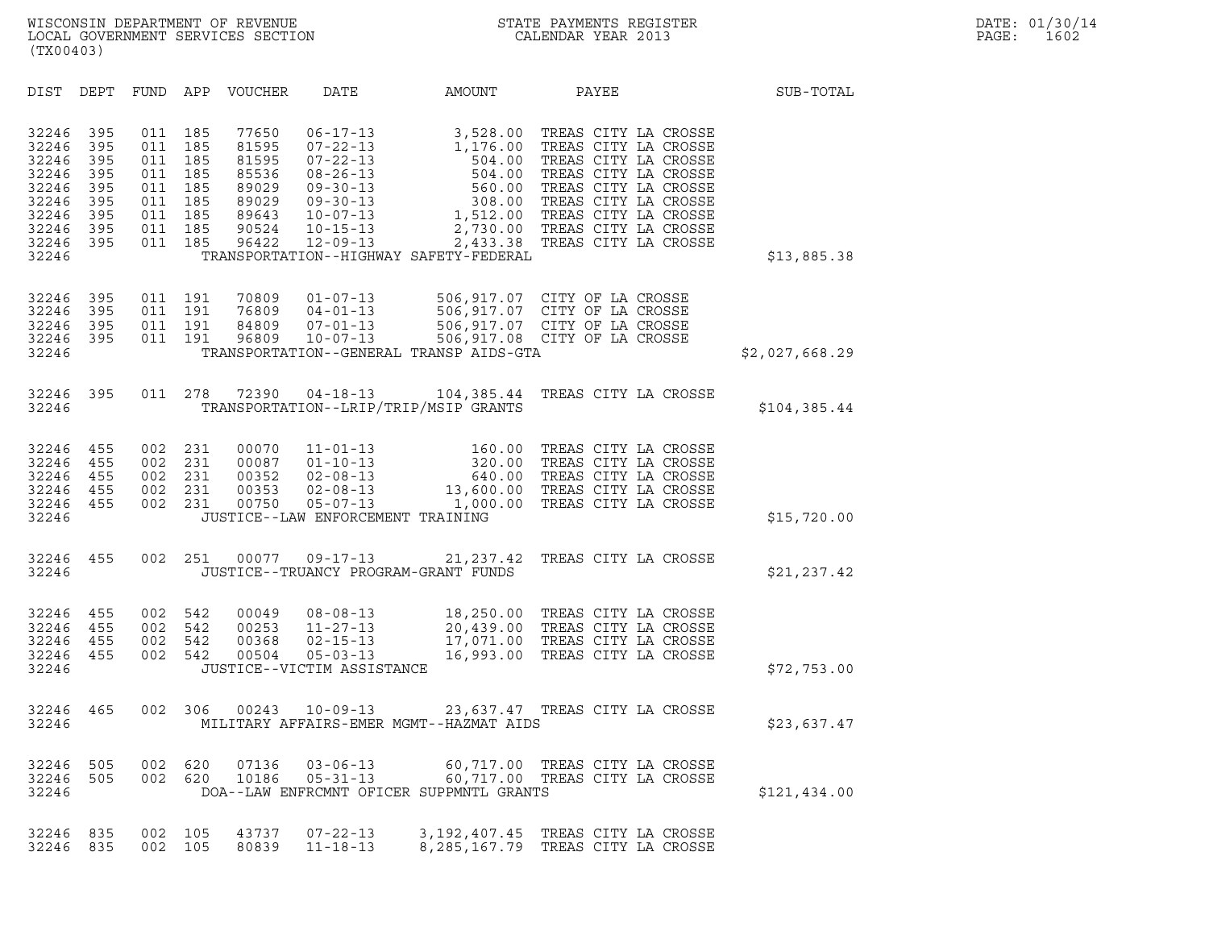WISCONSIN DEPARTMENT OF REVENUE
LOCAL GOVERNMENT SERVICES SECTION
(TX00403)

STATE PAYMENTS REGISTER
CALENDAR YEAR 2013

DATE: 01/30/14
PAGE: 1602

| DIST | DEPT | FUND | APP | VOUCHER | DATE | AMOUNT | PAYEE | SUB-TOTAL |
|---|---|---|---|---|---|---|---|---|
| 32246 | 395 | 011 | 185 | 77650 | 06-17-13 | 3,528.00 | TREAS CITY LA CROSSE | |
| 32246 | 395 | 011 | 185 | 81595 | 07-22-13 | 1,176.00 | TREAS CITY LA CROSSE | |
| 32246 | 395 | 011 | 185 | 81595 | 07-22-13 | 504.00 | TREAS CITY LA CROSSE | |
| 32246 | 395 | 011 | 185 | 85536 | 08-26-13 | 504.00 | TREAS CITY LA CROSSE | |
| 32246 | 395 | 011 | 185 | 89029 | 09-30-13 | 560.00 | TREAS CITY LA CROSSE | |
| 32246 | 395 | 011 | 185 | 89029 | 09-30-13 | 308.00 | TREAS CITY LA CROSSE | |
| 32246 | 395 | 011 | 185 | 89643 | 10-07-13 | 1,512.00 | TREAS CITY LA CROSSE | |
| 32246 | 395 | 011 | 185 | 90524 | 10-15-13 | 2,730.00 | TREAS CITY LA CROSSE | |
| 32246 | 395 | 011 | 185 | 96422 | 12-09-13 | 2,433.38 | TREAS CITY LA CROSSE | |
| 32246 | | | | | TRANSPORTATION--HIGHWAY SAFETY-FEDERAL | | | $13,885.38 |
| 32246 | 395 | 011 | 191 | 70809 | 01-07-13 | 506,917.07 | CITY OF LA CROSSE | |
| 32246 | 395 | 011 | 191 | 76809 | 04-01-13 | 506,917.07 | CITY OF LA CROSSE | |
| 32246 | 395 | 011 | 191 | 84809 | 07-01-13 | 506,917.07 | CITY OF LA CROSSE | |
| 32246 | 395 | 011 | 191 | 96809 | 10-07-13 | 506,917.08 | CITY OF LA CROSSE | |
| 32246 | | | | | TRANSPORTATION--GENERAL TRANSP AIDS-GTA | | | $2,027,668.29 |
| 32246 | 395 | 011 | 278 | 72390 | 04-18-13 | 104,385.44 | TREAS CITY LA CROSSE | |
| 32246 | | | | | TRANSPORTATION--LRIP/TRIP/MSIP GRANTS | | | $104,385.44 |
| 32246 | 455 | 002 | 231 | 00070 | 11-01-13 | 160.00 | TREAS CITY LA CROSSE | |
| 32246 | 455 | 002 | 231 | 00087 | 01-10-13 | 320.00 | TREAS CITY LA CROSSE | |
| 32246 | 455 | 002 | 231 | 00352 | 02-08-13 | 640.00 | TREAS CITY LA CROSSE | |
| 32246 | 455 | 002 | 231 | 00353 | 02-08-13 | 13,600.00 | TREAS CITY LA CROSSE | |
| 32246 | 455 | 002 | 231 | 00750 | 05-07-13 | 1,000.00 | TREAS CITY LA CROSSE | |
| 32246 | | | | | JUSTICE--LAW ENFORCEMENT TRAINING | | | $15,720.00 |
| 32246 | 455 | 002 | 251 | 00077 | 09-17-13 | 21,237.42 | TREAS CITY LA CROSSE | |
| 32246 | | | | | JUSTICE--TRUANCY PROGRAM-GRANT FUNDS | | | $21,237.42 |
| 32246 | 455 | 002 | 542 | 00049 | 08-08-13 | 18,250.00 | TREAS CITY LA CROSSE | |
| 32246 | 455 | 002 | 542 | 00253 | 11-27-13 | 20,439.00 | TREAS CITY LA CROSSE | |
| 32246 | 455 | 002 | 542 | 00368 | 02-15-13 | 17,071.00 | TREAS CITY LA CROSSE | |
| 32246 | 455 | 002 | 542 | 00504 | 05-03-13 | 16,993.00 | TREAS CITY LA CROSSE | |
| 32246 | | | | | JUSTICE--VICTIM ASSISTANCE | | | $72,753.00 |
| 32246 | 465 | 002 | 306 | 00243 | 10-09-13 | 23,637.47 | TREAS CITY LA CROSSE | |
| 32246 | | | | | MILITARY AFFAIRS-EMER MGMT--HAZMAT AIDS | | | $23,637.47 |
| 32246 | 505 | 002 | 620 | 07136 | 03-06-13 | 60,717.00 | TREAS CITY LA CROSSE | |
| 32246 | 505 | 002 | 620 | 10186 | 05-31-13 | 60,717.00 | TREAS CITY LA CROSSE | |
| 32246 | | | | | DOA--LAW ENFRCMNT OFICER SUPPMNTL GRANTS | | | $121,434.00 |
| 32246 | 835 | 002 | 105 | 43737 | 07-22-13 | 3,192,407.45 | TREAS CITY LA CROSSE | |
| 32246 | 835 | 002 | 105 | 80839 | 11-18-13 | 8,285,167.79 | TREAS CITY LA CROSSE | |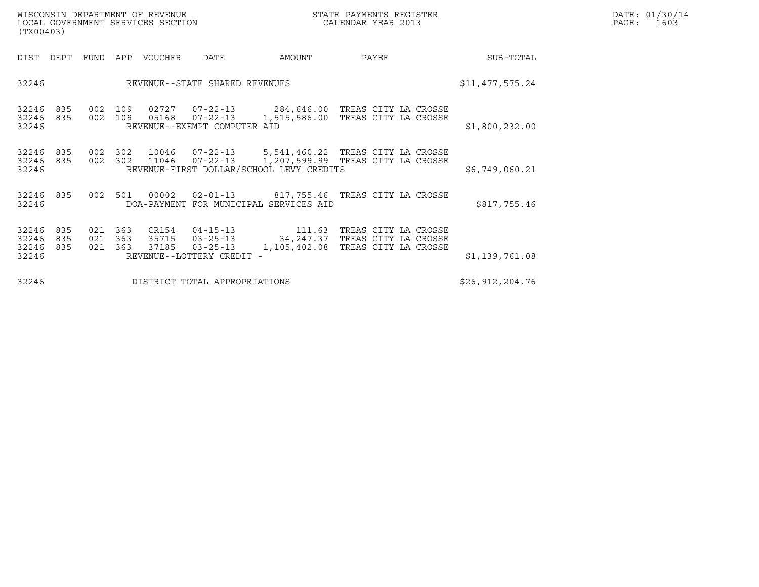WISCONSIN DEPARTMENT OF REVENUE
LOCAL GOVERNMENT SERVICES SECTION
(TX00403)

STATE PAYMENTS REGISTER
CALENDAR YEAR 2013

DATE: 01/30/14
PAGE: 1603

| DIST | DEPT | FUND | APP | VOUCHER | DATE | AMOUNT | PAYEE | SUB-TOTAL |
|---|---|---|---|---|---|---|---|---|
| 32246 | | | | REVENUE--STATE SHARED REVENUES | | | | $11,477,575.24 |
| 32246 | 835 | 002 | 109 | 02727 | 07-22-13 | 284,646.00 | TREAS CITY LA CROSSE | |
| 32246 | 835 | 002 | 109 | 05168 | 07-22-13 | 1,515,586.00 | TREAS CITY LA CROSSE | |
| 32246 | | | | REVENUE--EXEMPT COMPUTER AID | | | | $1,800,232.00 |
| 32246 | 835 | 002 | 302 | 10046 | 07-22-13 | 5,541,460.22 | TREAS CITY LA CROSSE | |
| 32246 | 835 | 002 | 302 | 11046 | 07-22-13 | 1,207,599.99 | TREAS CITY LA CROSSE | |
| 32246 | | | | REVENUE-FIRST DOLLAR/SCHOOL LEVY CREDITS | | | | $6,749,060.21 |
| 32246 | 835 | 002 | 501 | 00002 | 02-01-13 | 817,755.46 | TREAS CITY LA CROSSE | |
| 32246 | | | | DOA-PAYMENT FOR MUNICIPAL SERVICES AID | | | | $817,755.46 |
| 32246 | 835 | 021 | 363 | CR154 | 04-15-13 | 111.63 | TREAS CITY LA CROSSE | |
| 32246 | 835 | 021 | 363 | 35715 | 03-25-13 | 34,247.37 | TREAS CITY LA CROSSE | |
| 32246 | 835 | 021 | 363 | 37185 | 03-25-13 | 1,105,402.08 | TREAS CITY LA CROSSE | |
| 32246 | | | | REVENUE--LOTTERY CREDIT - | | | | $1,139,761.08 |
| 32246 | | | | DISTRICT TOTAL APPROPRIATIONS | | | | $26,912,204.76 |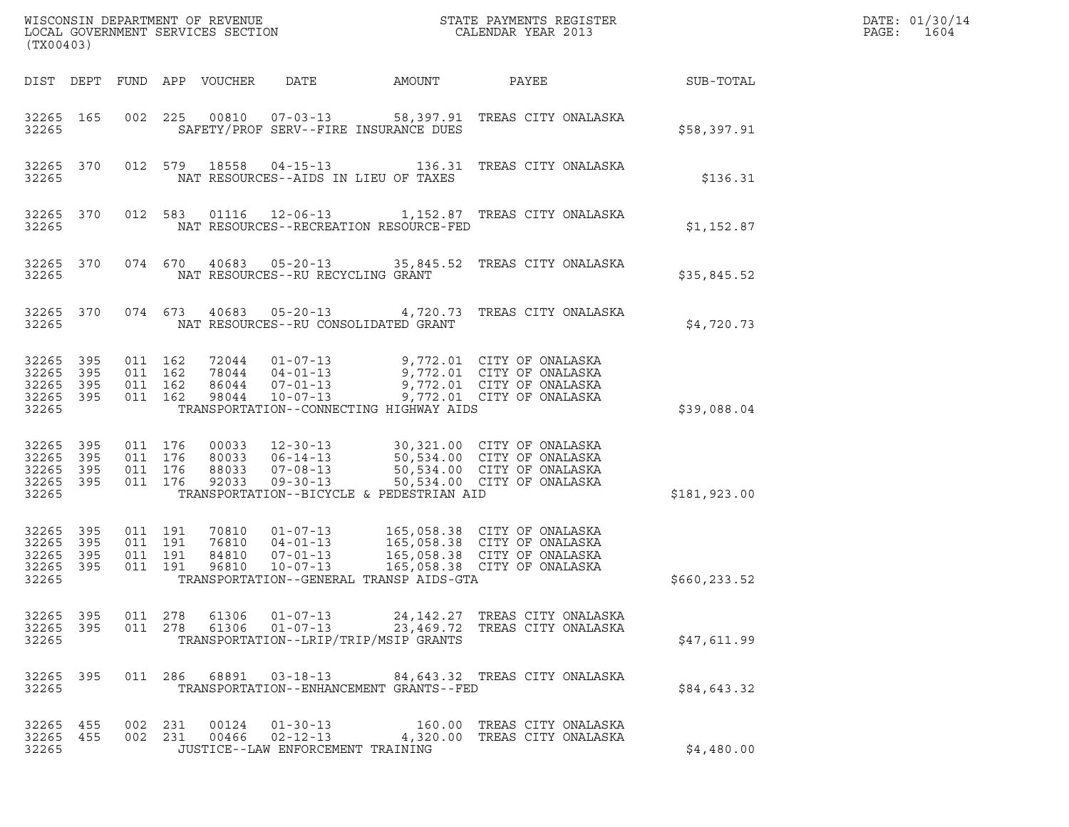WISCONSIN DEPARTMENT OF REVENUE
LOCAL GOVERNMENT SERVICES SECTION
(TX00403)

STATE PAYMENTS REGISTER
CALENDAR YEAR 2013

DATE: 01/30/14
PAGE: 1604

| DIST | DEPT | FUND | APP | VOUCHER | DATE | AMOUNT | PAYEE | SUB-TOTAL |
|---|---|---|---|---|---|---|---|---|
| 32265 | 165 | 002 | 225 | 00810 | 07-03-13 | 58,397.91 | TREAS CITY ONALASKA | |
| 32265 | | | | SAFETY/PROF SERV--FIRE INSURANCE DUES | | | | $58,397.91 |
| 32265 | 370 | 012 | 579 | 18558 | 04-15-13 | 136.31 | TREAS CITY ONALASKA | |
| 32265 | | | | NAT RESOURCES--AIDS IN LIEU OF TAXES | | | | $136.31 |
| 32265 | 370 | 012 | 583 | 01116 | 12-06-13 | 1,152.87 | TREAS CITY ONALASKA | |
| 32265 | | | | NAT RESOURCES--RECREATION RESOURCE-FED | | | | $1,152.87 |
| 32265 | 370 | 074 | 670 | 40683 | 05-20-13 | 35,845.52 | TREAS CITY ONALASKA | |
| 32265 | | | | NAT RESOURCES--RU RECYCLING GRANT | | | | $35,845.52 |
| 32265 | 370 | 074 | 673 | 40683 | 05-20-13 | 4,720.73 | TREAS CITY ONALASKA | |
| 32265 | | | | NAT RESOURCES--RU CONSOLIDATED GRANT | | | | $4,720.73 |
| 32265 | 395 | 011 | 162 | 72044 | 01-07-13 | 9,772.01 | CITY OF ONALASKA | |
| 32265 | 395 | 011 | 162 | 78044 | 04-01-13 | 9,772.01 | CITY OF ONALASKA | |
| 32265 | 395 | 011 | 162 | 86044 | 07-01-13 | 9,772.01 | CITY OF ONALASKA | |
| 32265 | 395 | 011 | 162 | 98044 | 10-07-13 | 9,772.01 | CITY OF ONALASKA | |
| 32265 | | | | TRANSPORTATION--CONNECTING HIGHWAY AIDS | | | | $39,088.04 |
| 32265 | 395 | 011 | 176 | 00033 | 12-30-13 | 30,321.00 | CITY OF ONALASKA | |
| 32265 | 395 | 011 | 176 | 80033 | 06-14-13 | 50,534.00 | CITY OF ONALASKA | |
| 32265 | 395 | 011 | 176 | 88033 | 07-08-13 | 50,534.00 | CITY OF ONALASKA | |
| 32265 | 395 | 011 | 176 | 92033 | 09-30-13 | 50,534.00 | CITY OF ONALASKA | |
| 32265 | | | | TRANSPORTATION--BICYCLE & PEDESTRIAN AID | | | | $181,923.00 |
| 32265 | 395 | 011 | 191 | 70810 | 01-07-13 | 165,058.38 | CITY OF ONALASKA | |
| 32265 | 395 | 011 | 191 | 76810 | 04-01-13 | 165,058.38 | CITY OF ONALASKA | |
| 32265 | 395 | 011 | 191 | 84810 | 07-01-13 | 165,058.38 | CITY OF ONALASKA | |
| 32265 | 395 | 011 | 191 | 96810 | 10-07-13 | 165,058.38 | CITY OF ONALASKA | |
| 32265 | | | | TRANSPORTATION--GENERAL TRANSP AIDS-GTA | | | | $660,233.52 |
| 32265 | 395 | 011 | 278 | 61306 | 01-07-13 | 24,142.27 | TREAS CITY ONALASKA | |
| 32265 | 395 | 011 | 278 | 61306 | 01-07-13 | 23,469.72 | TREAS CITY ONALASKA | |
| 32265 | | | | TRANSPORTATION--LRIP/TRIP/MSIP GRANTS | | | | $47,611.99 |
| 32265 | 395 | 011 | 286 | 68891 | 03-18-13 | 84,643.32 | TREAS CITY ONALASKA | |
| 32265 | | | | TRANSPORTATION--ENHANCEMENT GRANTS--FED | | | | $84,643.32 |
| 32265 | 455 | 002 | 231 | 00124 | 01-30-13 | 160.00 | TREAS CITY ONALASKA | |
| 32265 | 455 | 002 | 231 | 00466 | 02-12-13 | 4,320.00 | TREAS CITY ONALASKA | |
| 32265 | | | | JUSTICE--LAW ENFORCEMENT TRAINING | | | | $4,480.00 |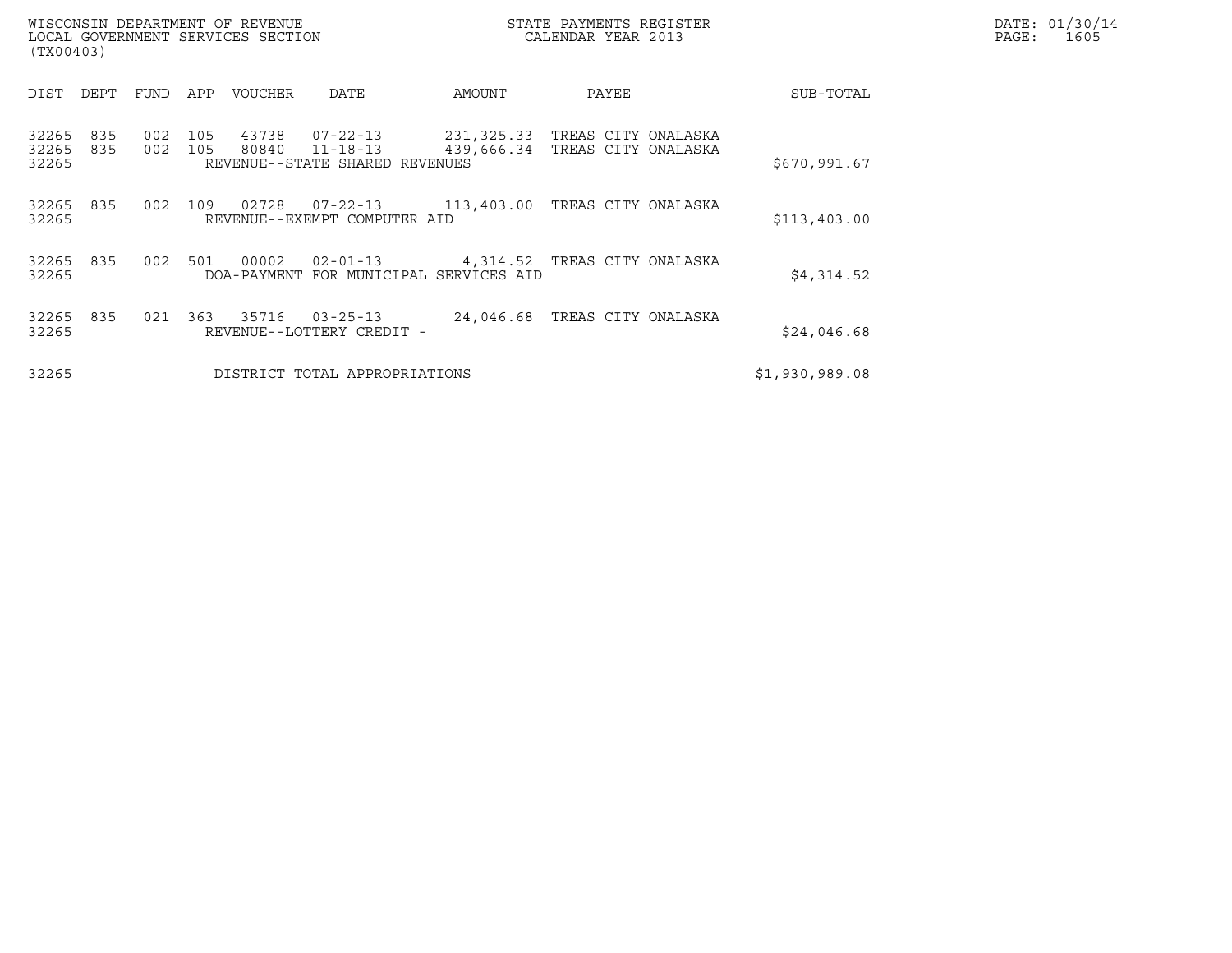WISCONSIN DEPARTMENT OF REVENUE
LOCAL GOVERNMENT SERVICES SECTION
(TX00403)

STATE PAYMENTS REGISTER
CALENDAR YEAR 2013

DATE: 01/30/14
PAGE: 1605

| DIST | DEPT | FUND | APP | VOUCHER | DATE | AMOUNT | PAYEE | SUB-TOTAL |
|---|---|---|---|---|---|---|---|---|
| 32265 | 835 | 002 | 105 | 43738 | 07-22-13 | 231,325.33 | TREAS CITY ONALASKA | |
| 32265 | 835 | 002 | 105 | 80840 | 11-18-13 | 439,666.34 | TREAS CITY ONALASKA | |
| 32265 | | | | REVENUE--STATE SHARED REVENUES | | | | $670,991.67 |
| 32265 | 835 | 002 | 109 | 02728 | 07-22-13 | 113,403.00 | TREAS CITY ONALASKA | |
| 32265 | | | | REVENUE--EXEMPT COMPUTER AID | | | | $113,403.00 |
| 32265 | 835 | 002 | 501 | 00002 | 02-01-13 | 4,314.52 | TREAS CITY ONALASKA | |
| 32265 | | | | DOA-PAYMENT FOR MUNICIPAL SERVICES AID | | | | $4,314.52 |
| 32265 | 835 | 021 | 363 | 35716 | 03-25-13 | 24,046.68 | TREAS CITY ONALASKA | |
| 32265 | | | | REVENUE--LOTTERY CREDIT - | | | | $24,046.68 |
| 32265 | | | | DISTRICT TOTAL APPROPRIATIONS | | | | $1,930,989.08 |